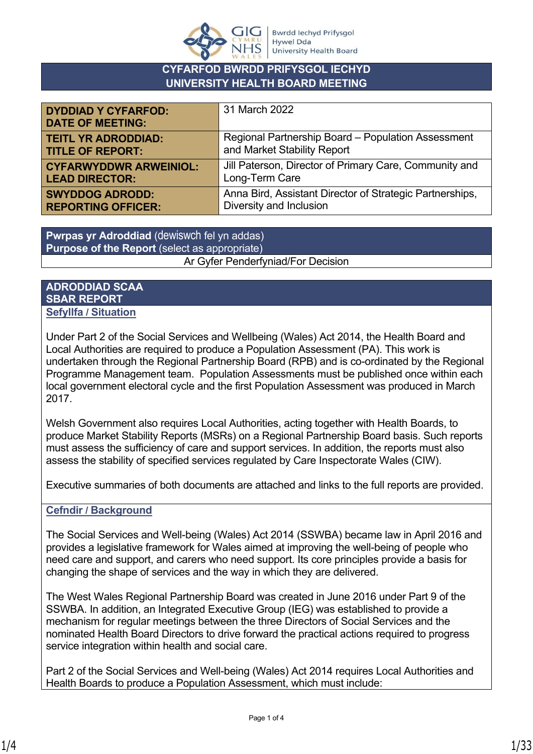# CYFARFOD BWRDD PRIFYSGOL IECHYD
# UNIVERSITY HEALTH BOARD MEETING

| | |
|---|---|
| **DYDDIAD Y CYFARFOD: DATE OF MEETING:** | 31 March 2022 |
| **TEITL YR ADRODDIAD: TITLE OF REPORT:** | Regional Partnership Board – Population Assessment and Market Stability Report |
| **CYFARWYDDWR ARWEINIOL: LEAD DIRECTOR:** | Jill Paterson, Director of Primary Care, Community and Long-Term Care |
| **SWYDDOG ADRODD: REPORTING OFFICER:** | Anna Bird, Assistant Director of Strategic Partnerships, Diversity and Inclusion |

| **Pwrpas yr Adroddiad** (dewiswch fel yn addas) **Purpose of the Report** (select as appropriate) |
|---|
| Ar Gyfer Penderfyniad/For Decision |

## ADRODDIAD SCAA
## SBAR REPORT

### Sefyllfa / Situation

Under Part 2 of the Social Services and Wellbeing (Wales) Act 2014, the Health Board and Local Authorities are required to produce a Population Assessment (PA). This work is undertaken through the Regional Partnership Board (RPB) and is co-ordinated by the Regional Programme Management team. Population Assessments must be published once within each local government electoral cycle and the first Population Assessment was produced in March 2017.

Welsh Government also requires Local Authorities, acting together with Health Boards, to produce Market Stability Reports (MSRs) on a Regional Partnership Board basis. Such reports must assess the sufficiency of care and support services. In addition, the reports must also assess the stability of specified services regulated by Care Inspectorate Wales (CIW).

Executive summaries of both documents are attached and links to the full reports are provided.

### Cefndir / Background

The Social Services and Well-being (Wales) Act 2014 (SSWBA) became law in April 2016 and provides a legislative framework for Wales aimed at improving the well-being of people who need care and support, and carers who need support. Its core principles provide a basis for changing the shape of services and the way in which they are delivered.

The West Wales Regional Partnership Board was created in June 2016 under Part 9 of the SSWBA. In addition, an Integrated Executive Group (IEG) was established to provide a mechanism for regular meetings between the three Directors of Social Services and the nominated Health Board Directors to drive forward the practical actions required to progress service integration within health and social care.

Part 2 of the Social Services and Well-being (Wales) Act 2014 requires Local Authorities and Health Boards to produce a Population Assessment, which must include: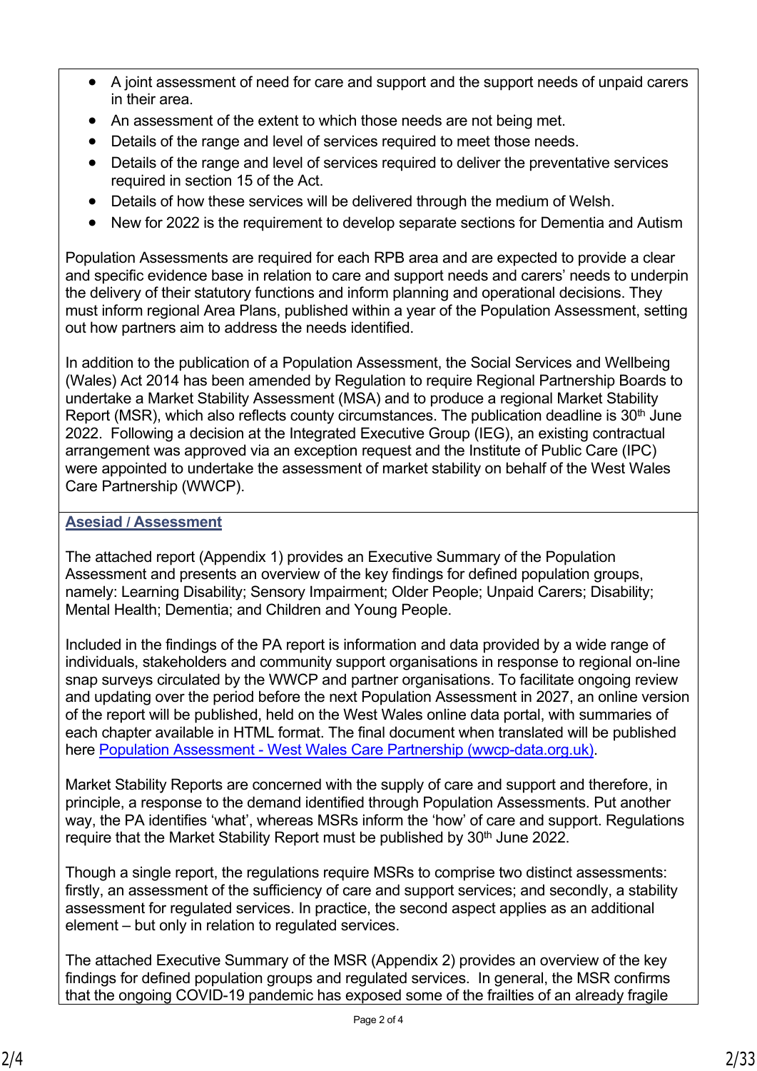- A joint assessment of need for care and support and the support needs of unpaid carers in their area.
- An assessment of the extent to which those needs are not being met.
- Details of the range and level of services required to meet those needs.
- Details of the range and level of services required to deliver the preventative services required in section 15 of the Act.
- Details of how these services will be delivered through the medium of Welsh.
- New for 2022 is the requirement to develop separate sections for Dementia and Autism

Population Assessments are required for each RPB area and are expected to provide a clear and specific evidence base in relation to care and support needs and carers' needs to underpin the delivery of their statutory functions and inform planning and operational decisions. They must inform regional Area Plans, published within a year of the Population Assessment, setting out how partners aim to address the needs identified.

In addition to the publication of a Population Assessment, the Social Services and Wellbeing (Wales) Act 2014 has been amended by Regulation to require Regional Partnership Boards to undertake a Market Stability Assessment (MSA) and to produce a regional Market Stability Report (MSR), which also reflects county circumstances. The publication deadline is 30th June 2022. Following a decision at the Integrated Executive Group (IEG), an existing contractual arrangement was approved via an exception request and the Institute of Public Care (IPC) were appointed to undertake the assessment of market stability on behalf of the West Wales Care Partnership (WWCP).

## Asesiad / Assessment

The attached report (Appendix 1) provides an Executive Summary of the Population Assessment and presents an overview of the key findings for defined population groups, namely: Learning Disability; Sensory Impairment; Older People; Unpaid Carers; Disability; Mental Health; Dementia; and Children and Young People.

Included in the findings of the PA report is information and data provided by a wide range of individuals, stakeholders and community support organisations in response to regional on-line snap surveys circulated by the WWCP and partner organisations. To facilitate ongoing review and updating over the period before the next Population Assessment in 2027, an online version of the report will be published, held on the West Wales online data portal, with summaries of each chapter available in HTML format. The final document when translated will be published here [Population Assessment - West Wales Care Partnership (wwcp-data.org.uk)](https://wwcp-data.org.uk).

Market Stability Reports are concerned with the supply of care and support and therefore, in principle, a response to the demand identified through Population Assessments. Put another way, the PA identifies 'what', whereas MSRs inform the 'how' of care and support. Regulations require that the Market Stability Report must be published by 30th June 2022.

Though a single report, the regulations require MSRs to comprise two distinct assessments: firstly, an assessment of the sufficiency of care and support services; and secondly, a stability assessment for regulated services. In practice, the second aspect applies as an additional element – but only in relation to regulated services.

The attached Executive Summary of the MSR (Appendix 2) provides an overview of the key findings for defined population groups and regulated services. In general, the MSR confirms that the ongoing COVID-19 pandemic has exposed some of the frailties of an already fragile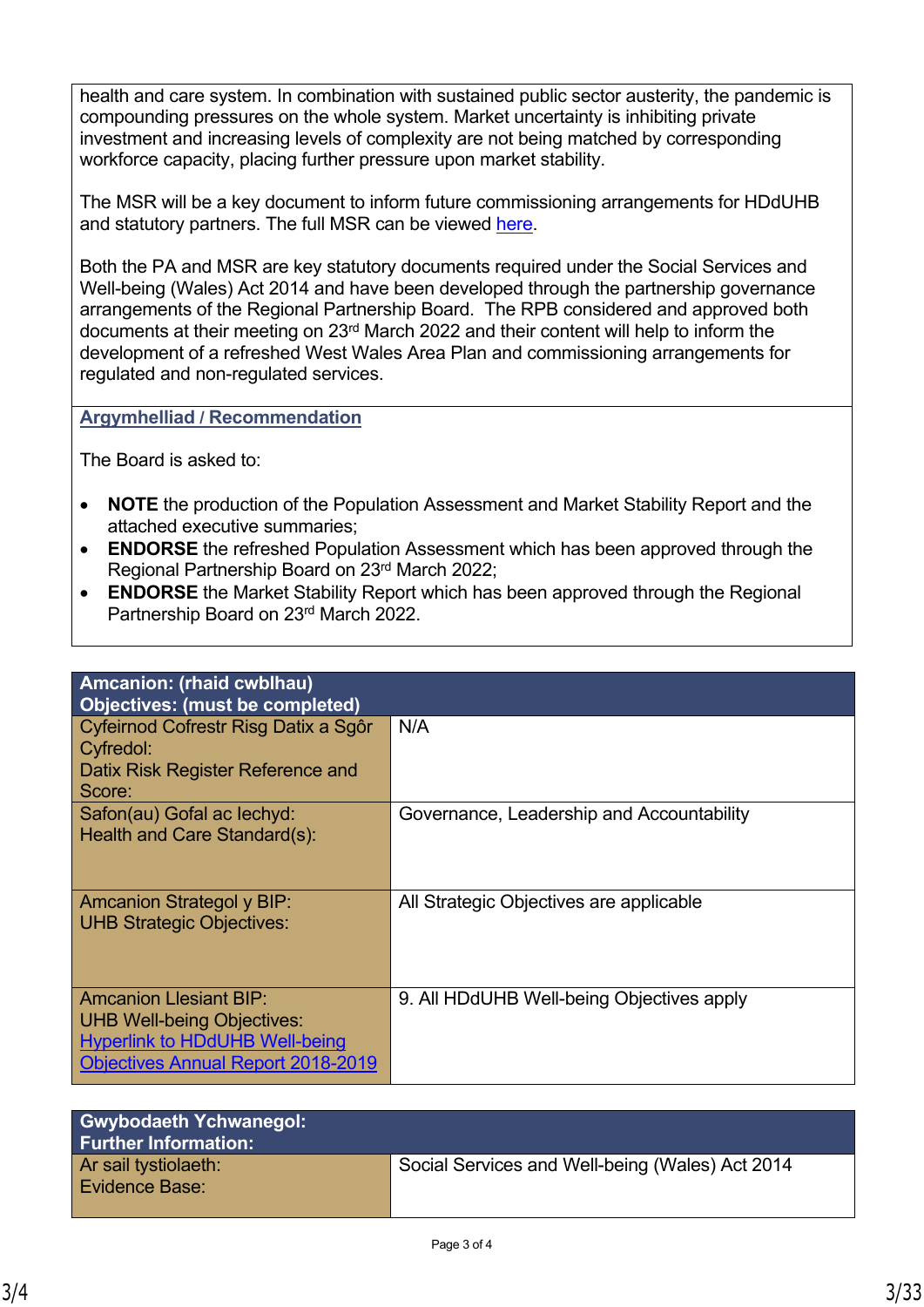health and care system. In combination with sustained public sector austerity, the pandemic is compounding pressures on the whole system. Market uncertainty is inhibiting private investment and increasing levels of complexity are not being matched by corresponding workforce capacity, placing further pressure upon market stability.

The MSR will be a key document to inform future commissioning arrangements for HDdUHB and statutory partners. The full MSR can be viewed here.

Both the PA and MSR are key statutory documents required under the Social Services and Well-being (Wales) Act 2014 and have been developed through the partnership governance arrangements of the Regional Partnership Board. The RPB considered and approved both documents at their meeting on 23rd March 2022 and their content will help to inform the development of a refreshed West Wales Area Plan and commissioning arrangements for regulated and non-regulated services.

## Argymhelliad / Recommendation

The Board is asked to:

- **NOTE** the production of the Population Assessment and Market Stability Report and the attached executive summaries;
- **ENDORSE** the refreshed Population Assessment which has been approved through the Regional Partnership Board on 23rd March 2022;
- **ENDORSE** the Market Stability Report which has been approved through the Regional Partnership Board on 23rd March 2022.

| Amcanion: (rhaid cwblhau) Objectives: (must be completed) | |
|---|---|
| Cyfeirnod Cofrestr Risg Datix a Sgôr Cyfredol: Datix Risk Register Reference and Score: | N/A |
| Safon(au) Gofal ac Iechyd: Health and Care Standard(s): | Governance, Leadership and Accountability |
| Amcanion Strategol y BIP: UHB Strategic Objectives: | All Strategic Objectives are applicable |
| Amcanion Llesiant BIP: UHB Well-being Objectives: Hyperlink to HDdUHB Well-being Objectives Annual Report 2018-2019 | 9. All HDdUHB Well-being Objectives apply |

| Gwybodaeth Ychwanegol: Further Information: | |
|---|---|
| Ar sail tystiolaeth: Evidence Base: | Social Services and Well-being (Wales) Act 2014 |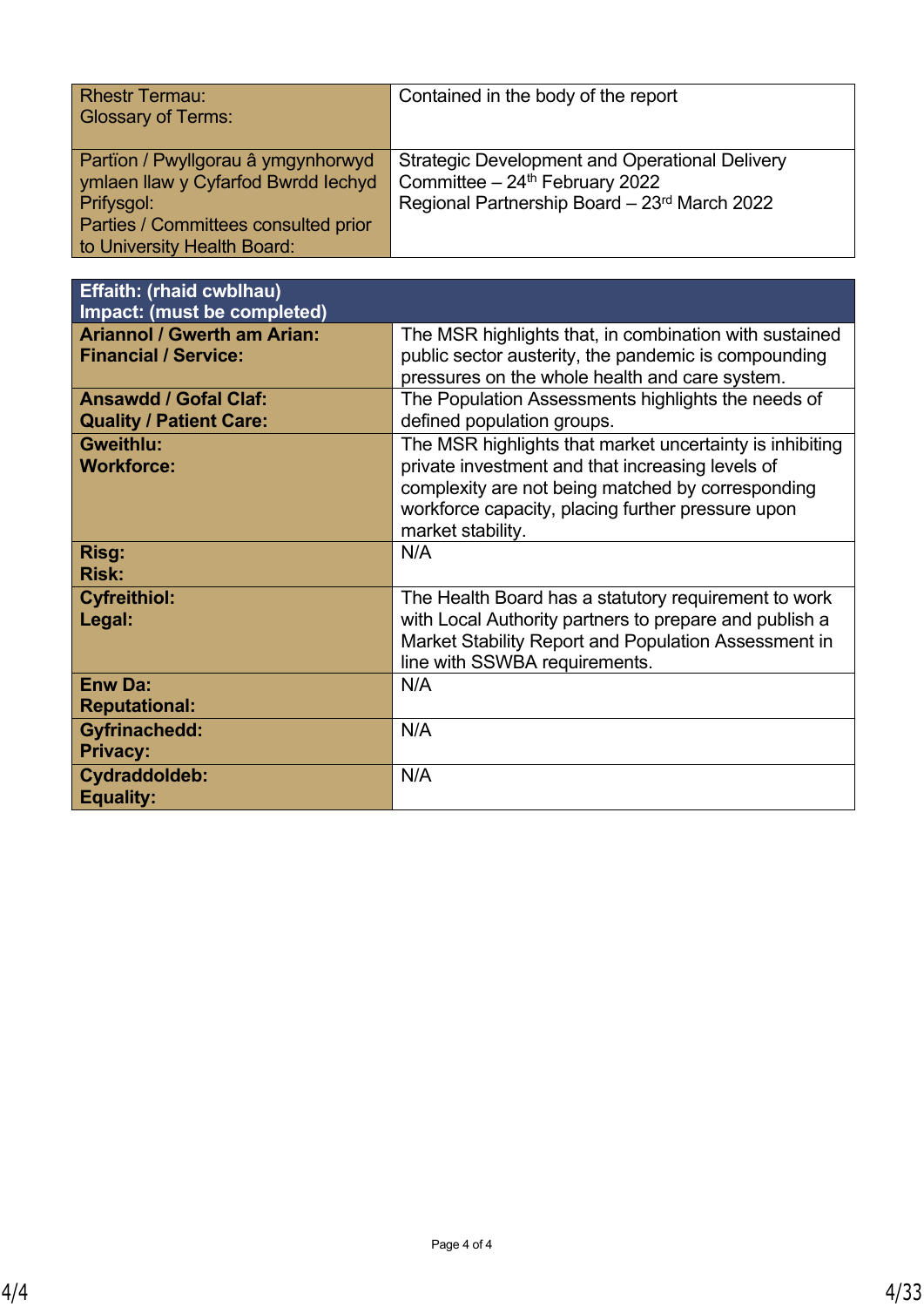| Rhestr Termau:<br>Glossary of Terms: | Contained in the body of the report |
|---|---|
| Partïon / Pwyllgorau â ymgynhorwyd ymlaen llaw y Cyfarfod Bwrdd Iechyd Prifysgol:<br>Parties / Committees consulted prior to University Health Board: | Strategic Development and Operational Delivery Committee – 24th February 2022<br>Regional Partnership Board – 23rd March 2022 |

| **Effaith: (rhaid cwblhau)<br>Impact: (must be completed)** | |
|---|---|
| **Ariannol / Gwerth am Arian:<br>Financial / Service:** | The MSR highlights that, in combination with sustained public sector austerity, the pandemic is compounding pressures on the whole health and care system. |
| **Ansawdd / Gofal Claf:<br>Quality / Patient Care:** | The Population Assessments highlights the needs of defined population groups. |
| **Gweithlu:<br>Workforce:** | The MSR highlights that market uncertainty is inhibiting private investment and that increasing levels of complexity are not being matched by corresponding workforce capacity, placing further pressure upon market stability. |
| **Risg:<br>Risk:** | N/A |
| **Cyfreithiol:<br>Legal:** | The Health Board has a statutory requirement to work with Local Authority partners to prepare and publish a Market Stability Report and Population Assessment in line with SSWBA requirements. |
| **Enw Da:<br>Reputational:** | N/A |
| **Gyfrinachedd:<br>Privacy:** | N/A |
| **Cydraddoldeb:<br>Equality:** | N/A |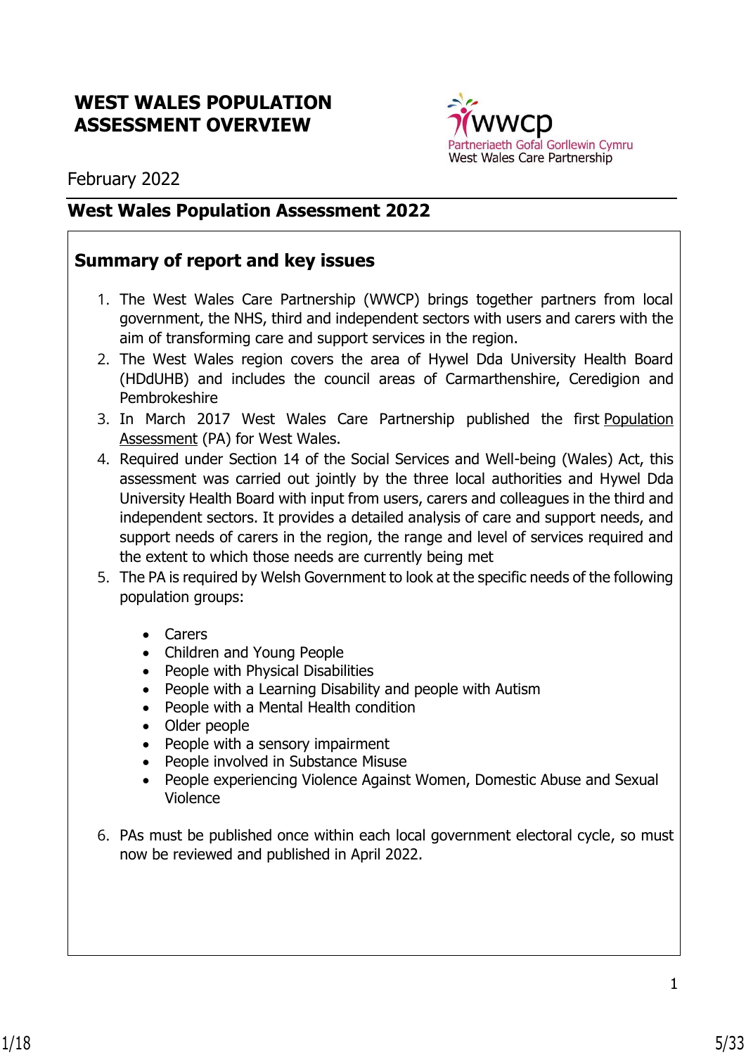# WEST WALES POPULATION ASSESSMENT OVERVIEW

Partneriaeth Gofal Gorllewin Cymru
West Wales Care Partnership

February 2022

## West Wales Population Assessment 2022

### Summary of report and key issues

1. The West Wales Care Partnership (WWCP) brings together partners from local government, the NHS, third and independent sectors with users and carers with the aim of transforming care and support services in the region.
2. The West Wales region covers the area of Hywel Dda University Health Board (HDdUHB) and includes the council areas of Carmarthenshire, Ceredigion and Pembrokeshire
3. In March 2017 West Wales Care Partnership published the first Population Assessment (PA) for West Wales.
4. Required under Section 14 of the Social Services and Well-being (Wales) Act, this assessment was carried out jointly by the three local authorities and Hywel Dda University Health Board with input from users, carers and colleagues in the third and independent sectors. It provides a detailed analysis of care and support needs, and support needs of carers in the region, the range and level of services required and the extent to which those needs are currently being met
5. The PA is required by Welsh Government to look at the specific needs of the following population groups:

   - Carers
   - Children and Young People
   - People with Physical Disabilities
   - People with a Learning Disability and people with Autism
   - People with a Mental Health condition
   - Older people
   - People with a sensory impairment
   - People involved in Substance Misuse
   - People experiencing Violence Against Women, Domestic Abuse and Sexual Violence

6. PAs must be published once within each local government electoral cycle, so must now be reviewed and published in April 2022.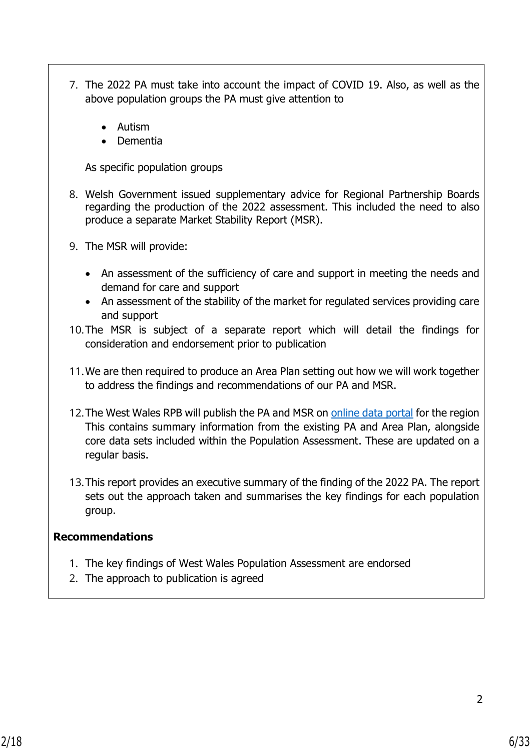7. The 2022 PA must take into account the impact of COVID 19. Also, as well as the above population groups the PA must give attention to

   - Autism
   - Dementia

   As specific population groups

8. Welsh Government issued supplementary advice for Regional Partnership Boards regarding the production of the 2022 assessment. This included the need to also produce a separate Market Stability Report (MSR).

9. The MSR will provide:

   - An assessment of the sufficiency of care and support in meeting the needs and demand for care and support
   - An assessment of the stability of the market for regulated services providing care and support

10. The MSR is subject of a separate report which will detail the findings for consideration and endorsement prior to publication

11. We are then required to produce an Area Plan setting out how we will work together to address the findings and recommendations of our PA and MSR.

12. The West Wales RPB will publish the PA and MSR on online data portal for the region This contains summary information from the existing PA and Area Plan, alongside core data sets included within the Population Assessment. These are updated on a regular basis.

13. This report provides an executive summary of the finding of the 2022 PA. The report sets out the approach taken and summarises the key findings for each population group.

**Recommendations**

1. The key findings of West Wales Population Assessment are endorsed
2. The approach to publication is agreed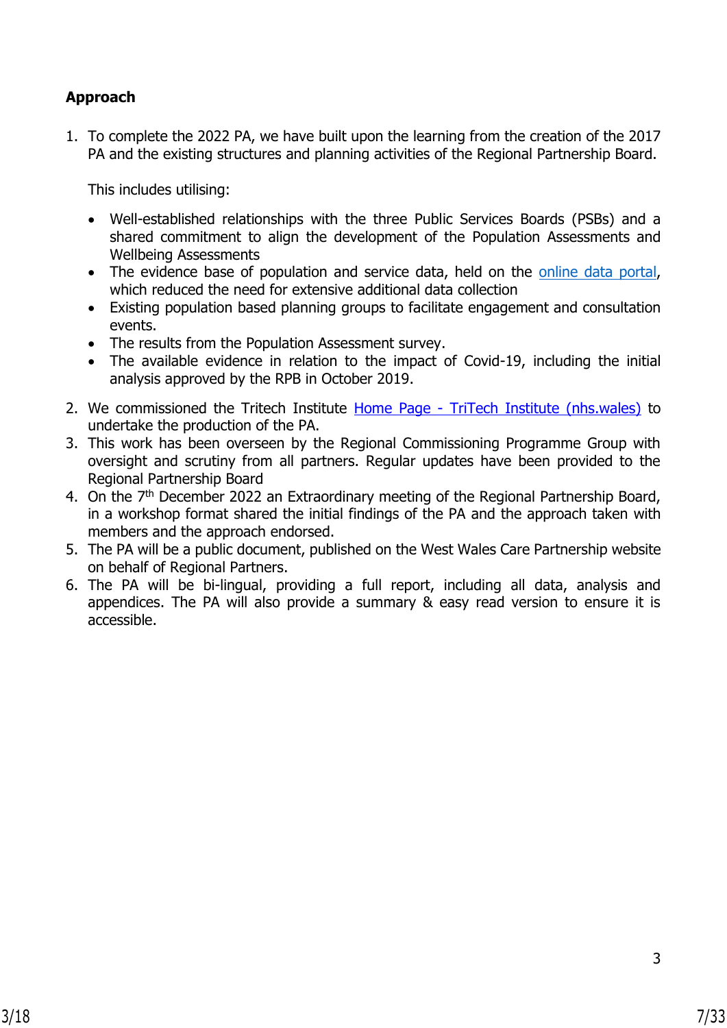**Approach**

1. To complete the 2022 PA, we have built upon the learning from the creation of the 2017 PA and the existing structures and planning activities of the Regional Partnership Board.

   This includes utilising:

   - Well-established relationships with the three Public Services Boards (PSBs) and a shared commitment to align the development of the Population Assessments and Wellbeing Assessments
   - The evidence base of population and service data, held on the online data portal, which reduced the need for extensive additional data collection
   - Existing population based planning groups to facilitate engagement and consultation events.
   - The results from the Population Assessment survey.
   - The available evidence in relation to the impact of Covid-19, including the initial analysis approved by the RPB in October 2019.

2. We commissioned the Tritech Institute Home Page - TriTech Institute (nhs.wales) to undertake the production of the PA.
3. This work has been overseen by the Regional Commissioning Programme Group with oversight and scrutiny from all partners. Regular updates have been provided to the Regional Partnership Board
4. On the 7th December 2022 an Extraordinary meeting of the Regional Partnership Board, in a workshop format shared the initial findings of the PA and the approach taken with members and the approach endorsed.
5. The PA will be a public document, published on the West Wales Care Partnership website on behalf of Regional Partners.
6. The PA will be bi-lingual, providing a full report, including all data, analysis and appendices. The PA will also provide a summary & easy read version to ensure it is accessible.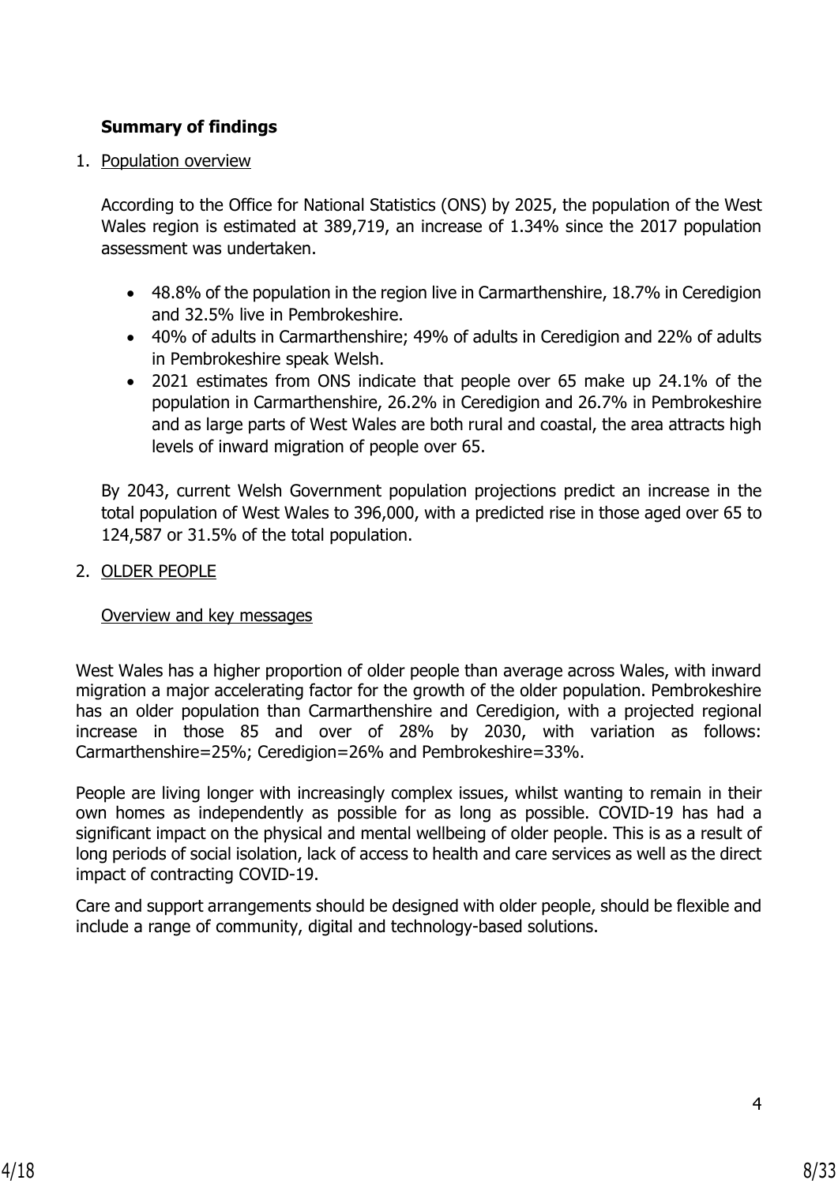**Summary of findings**

1. Population overview

   According to the Office for National Statistics (ONS) by 2025, the population of the West Wales region is estimated at 389,719, an increase of 1.34% since the 2017 population assessment was undertaken.

   - 48.8% of the population in the region live in Carmarthenshire, 18.7% in Ceredigion and 32.5% live in Pembrokeshire.
   - 40% of adults in Carmarthenshire; 49% of adults in Ceredigion and 22% of adults in Pembrokeshire speak Welsh.
   - 2021 estimates from ONS indicate that people over 65 make up 24.1% of the population in Carmarthenshire, 26.2% in Ceredigion and 26.7% in Pembrokeshire and as large parts of West Wales are both rural and coastal, the area attracts high levels of inward migration of people over 65.

   By 2043, current Welsh Government population projections predict an increase in the total population of West Wales to 396,000, with a predicted rise in those aged over 65 to 124,587 or 31.5% of the total population.

2. OLDER PEOPLE

   Overview and key messages

West Wales has a higher proportion of older people than average across Wales, with inward migration a major accelerating factor for the growth of the older population. Pembrokeshire has an older population than Carmarthenshire and Ceredigion, with a projected regional increase in those 85 and over of 28% by 2030, with variation as follows: Carmarthenshire=25%; Ceredigion=26% and Pembrokeshire=33%.

People are living longer with increasingly complex issues, whilst wanting to remain in their own homes as independently as possible for as long as possible. COVID-19 has had a significant impact on the physical and mental wellbeing of older people. This is as a result of long periods of social isolation, lack of access to health and care services as well as the direct impact of contracting COVID-19.

Care and support arrangements should be designed with older people, should be flexible and include a range of community, digital and technology-based solutions.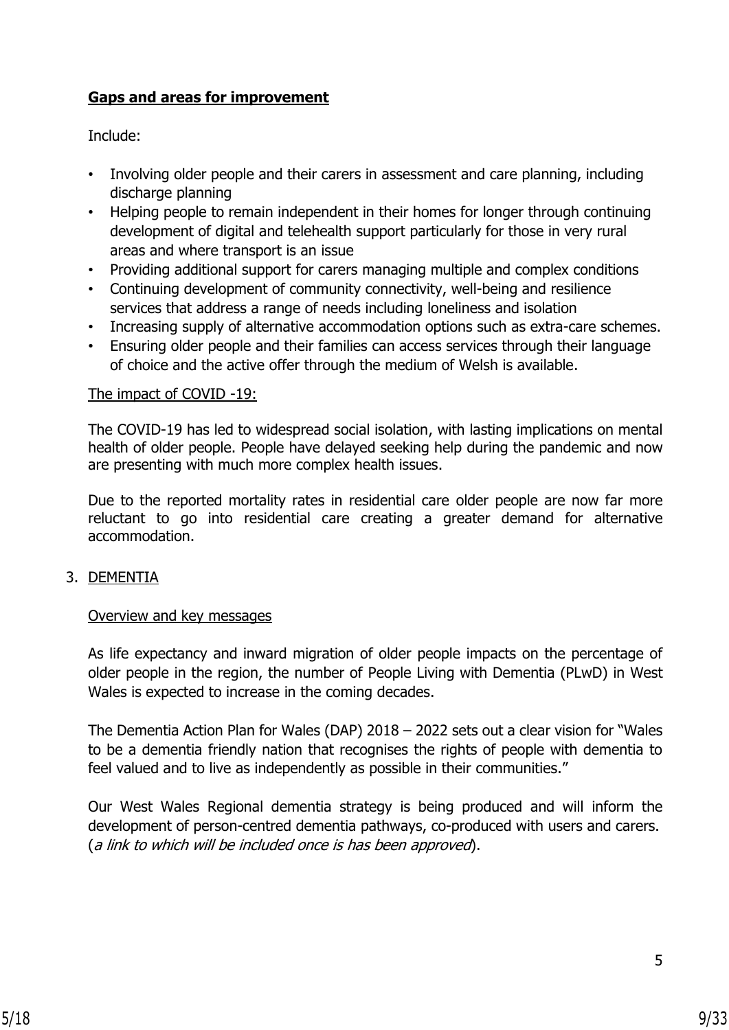**Gaps and areas for improvement**

Include:

- Involving older people and their carers in assessment and care planning, including discharge planning
- Helping people to remain independent in their homes for longer through continuing development of digital and telehealth support particularly for those in very rural areas and where transport is an issue
- Providing additional support for carers managing multiple and complex conditions
- Continuing development of community connectivity, well-being and resilience services that address a range of needs including loneliness and isolation
- Increasing supply of alternative accommodation options such as extra-care schemes.
- Ensuring older people and their families can access services through their language of choice and the active offer through the medium of Welsh is available.

The impact of COVID -19:

The COVID-19 has led to widespread social isolation, with lasting implications on mental health of older people. People have delayed seeking help during the pandemic and now are presenting with much more complex health issues.

Due to the reported mortality rates in residential care older people are now far more reluctant to go into residential care creating a greater demand for alternative accommodation.

3. DEMENTIA

Overview and key messages

As life expectancy and inward migration of older people impacts on the percentage of older people in the region, the number of People Living with Dementia (PLwD) in West Wales is expected to increase in the coming decades.

The Dementia Action Plan for Wales (DAP) 2018 – 2022 sets out a clear vision for "Wales to be a dementia friendly nation that recognises the rights of people with dementia to feel valued and to live as independently as possible in their communities."

Our West Wales Regional dementia strategy is being produced and will inform the development of person-centred dementia pathways, co-produced with users and carers. (*a link to which will be included once is has been approved*).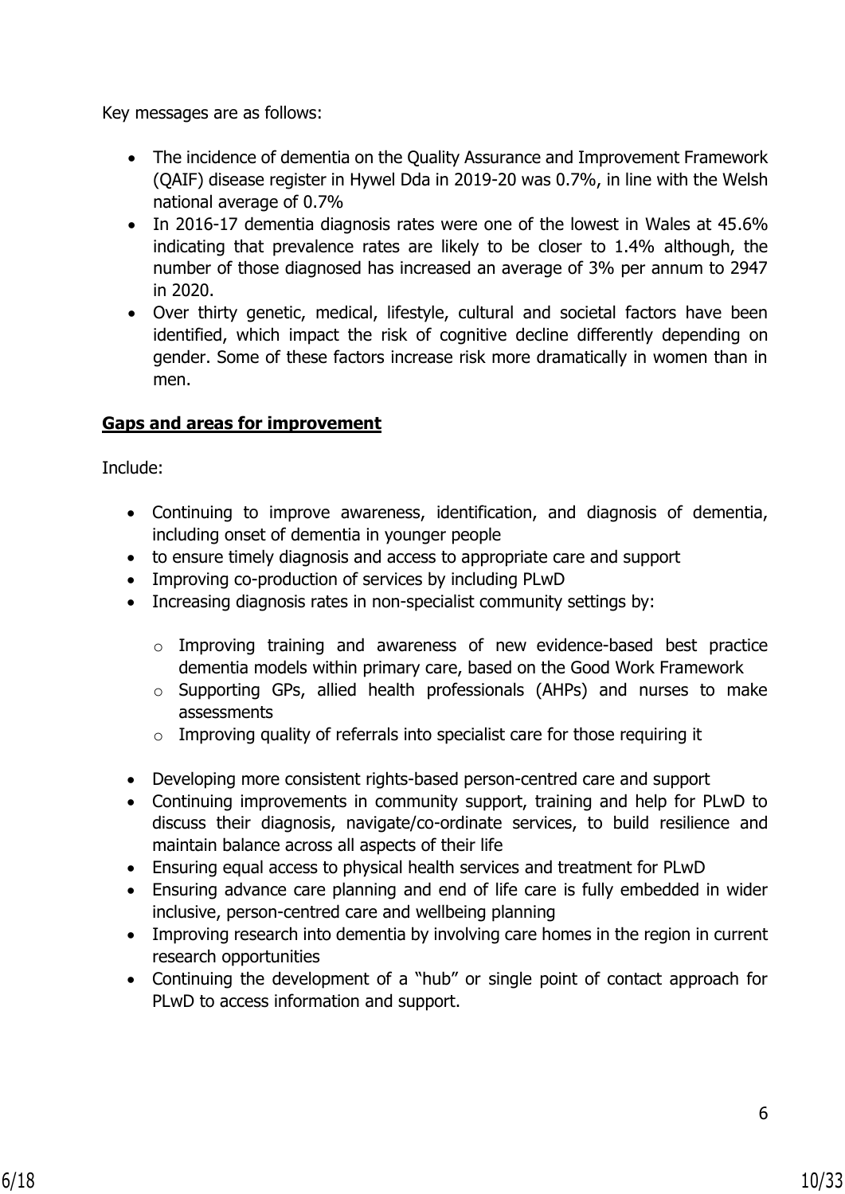Key messages are as follows:

- The incidence of dementia on the Quality Assurance and Improvement Framework (QAIF) disease register in Hywel Dda in 2019-20 was 0.7%, in line with the Welsh national average of 0.7%
- In 2016-17 dementia diagnosis rates were one of the lowest in Wales at 45.6% indicating that prevalence rates are likely to be closer to 1.4% although, the number of those diagnosed has increased an average of 3% per annum to 2947 in 2020.
- Over thirty genetic, medical, lifestyle, cultural and societal factors have been identified, which impact the risk of cognitive decline differently depending on gender. Some of these factors increase risk more dramatically in women than in men.

**Gaps and areas for improvement**

Include:

- Continuing to improve awareness, identification, and diagnosis of dementia, including onset of dementia in younger people
- to ensure timely diagnosis and access to appropriate care and support
- Improving co-production of services by including PLwD
- Increasing diagnosis rates in non-specialist community settings by:
  - Improving training and awareness of new evidence-based best practice dementia models within primary care, based on the Good Work Framework
  - Supporting GPs, allied health professionals (AHPs) and nurses to make assessments
  - Improving quality of referrals into specialist care for those requiring it
- Developing more consistent rights-based person-centred care and support
- Continuing improvements in community support, training and help for PLwD to discuss their diagnosis, navigate/co-ordinate services, to build resilience and maintain balance across all aspects of their life
- Ensuring equal access to physical health services and treatment for PLwD
- Ensuring advance care planning and end of life care is fully embedded in wider inclusive, person-centred care and wellbeing planning
- Improving research into dementia by involving care homes in the region in current research opportunities
- Continuing the development of a "hub" or single point of contact approach for PLwD to access information and support.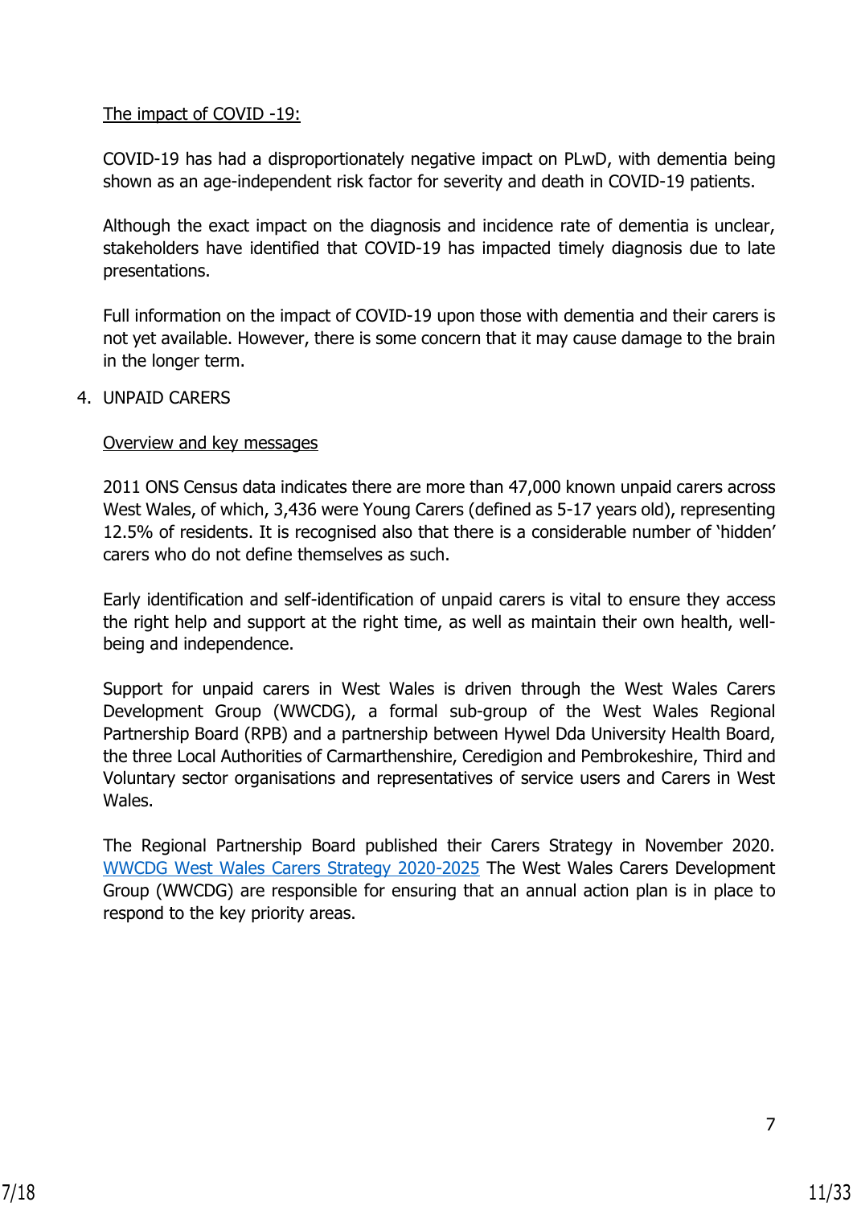The impact of COVID -19:

COVID-19 has had a disproportionately negative impact on PLwD, with dementia being shown as an age-independent risk factor for severity and death in COVID-19 patients.

Although the exact impact on the diagnosis and incidence rate of dementia is unclear, stakeholders have identified that COVID-19 has impacted timely diagnosis due to late presentations.

Full information on the impact of COVID-19 upon those with dementia and their carers is not yet available. However, there is some concern that it may cause damage to the brain in the longer term.

4. UNPAID CARERS

Overview and key messages

2011 ONS Census data indicates there are more than 47,000 known unpaid carers across West Wales, of which, 3,436 were Young Carers (defined as 5-17 years old), representing 12.5% of residents. It is recognised also that there is a considerable number of 'hidden' carers who do not define themselves as such.

Early identification and self-identification of unpaid carers is vital to ensure they access the right help and support at the right time, as well as maintain their own health, well-being and independence.

Support for unpaid carers in West Wales is driven through the West Wales Carers Development Group (WWCDG), a formal sub-group of the West Wales Regional Partnership Board (RPB) and a partnership between Hywel Dda University Health Board, the three Local Authorities of Carmarthenshire, Ceredigion and Pembrokeshire, Third and Voluntary sector organisations and representatives of service users and Carers in West Wales.

The Regional Partnership Board published their Carers Strategy in November 2020. WWCDG West Wales Carers Strategy 2020-2025 The West Wales Carers Development Group (WWCDG) are responsible for ensuring that an annual action plan is in place to respond to the key priority areas.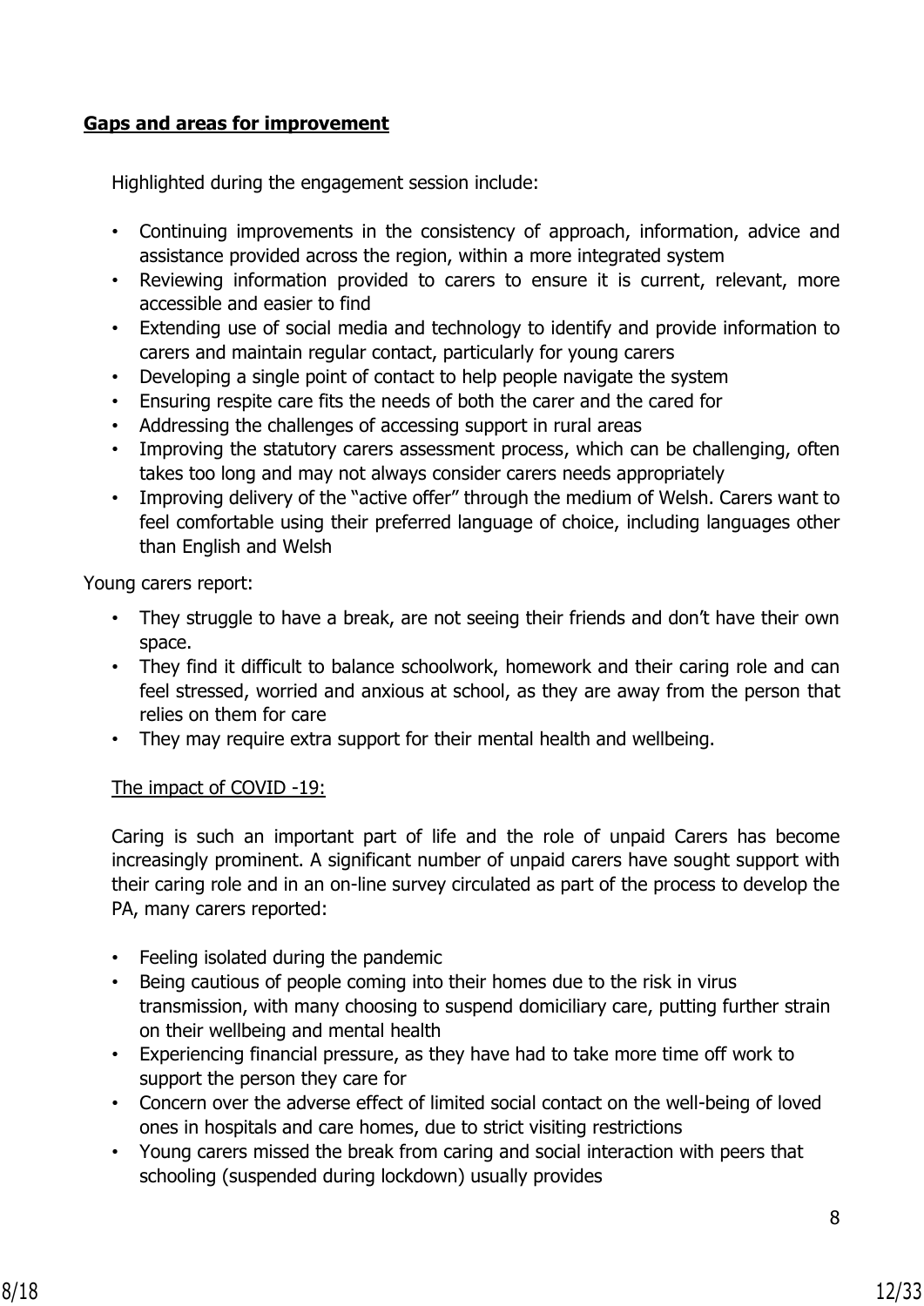**Gaps and areas for improvement**

Highlighted during the engagement session include:

- Continuing improvements in the consistency of approach, information, advice and assistance provided across the region, within a more integrated system
- Reviewing information provided to carers to ensure it is current, relevant, more accessible and easier to find
- Extending use of social media and technology to identify and provide information to carers and maintain regular contact, particularly for young carers
- Developing a single point of contact to help people navigate the system
- Ensuring respite care fits the needs of both the carer and the cared for
- Addressing the challenges of accessing support in rural areas
- Improving the statutory carers assessment process, which can be challenging, often takes too long and may not always consider carers needs appropriately
- Improving delivery of the "active offer" through the medium of Welsh. Carers want to feel comfortable using their preferred language of choice, including languages other than English and Welsh

Young carers report:

- They struggle to have a break, are not seeing their friends and don't have their own space.
- They find it difficult to balance schoolwork, homework and their caring role and can feel stressed, worried and anxious at school, as they are away from the person that relies on them for care
- They may require extra support for their mental health and wellbeing.

The impact of COVID -19:

Caring is such an important part of life and the role of unpaid Carers has become increasingly prominent. A significant number of unpaid carers have sought support with their caring role and in an on-line survey circulated as part of the process to develop the PA, many carers reported:

- Feeling isolated during the pandemic
- Being cautious of people coming into their homes due to the risk in virus transmission, with many choosing to suspend domiciliary care, putting further strain on their wellbeing and mental health
- Experiencing financial pressure, as they have had to take more time off work to support the person they care for
- Concern over the adverse effect of limited social contact on the well-being of loved ones in hospitals and care homes, due to strict visiting restrictions
- Young carers missed the break from caring and social interaction with peers that schooling (suspended during lockdown) usually provides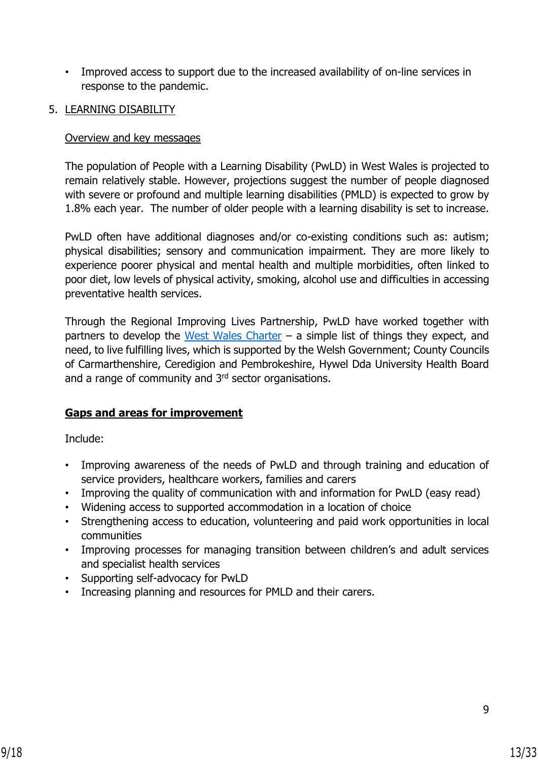- Improved access to support due to the increased availability of on-line services in response to the pandemic.

5. LEARNING DISABILITY

Overview and key messages

The population of People with a Learning Disability (PwLD) in West Wales is projected to remain relatively stable. However, projections suggest the number of people diagnosed with severe or profound and multiple learning disabilities (PMLD) is expected to grow by 1.8% each year. The number of older people with a learning disability is set to increase.

PwLD often have additional diagnoses and/or co-existing conditions such as: autism; physical disabilities; sensory and communication impairment. They are more likely to experience poorer physical and mental health and multiple morbidities, often linked to poor diet, low levels of physical activity, smoking, alcohol use and difficulties in accessing preventative health services.

Through the Regional Improving Lives Partnership, PwLD have worked together with partners to develop the West Wales Charter – a simple list of things they expect, and need, to live fulfilling lives, which is supported by the Welsh Government; County Councils of Carmarthenshire, Ceredigion and Pembrokeshire, Hywel Dda University Health Board and a range of community and 3rd sector organisations.

**Gaps and areas for improvement**

Include:

- Improving awareness of the needs of PwLD and through training and education of service providers, healthcare workers, families and carers
- Improving the quality of communication with and information for PwLD (easy read)
- Widening access to supported accommodation in a location of choice
- Strengthening access to education, volunteering and paid work opportunities in local communities
- Improving processes for managing transition between children's and adult services and specialist health services
- Supporting self-advocacy for PwLD
- Increasing planning and resources for PMLD and their carers.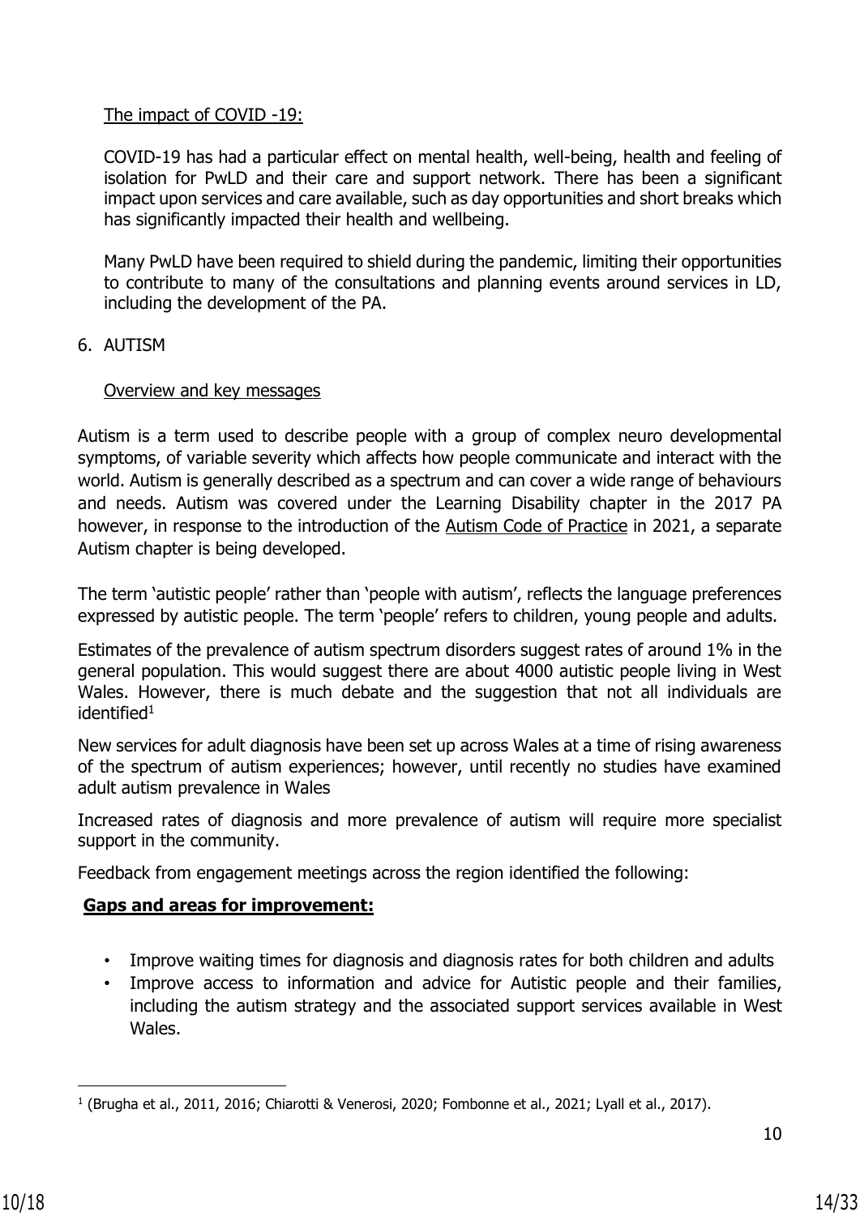The impact of COVID -19:

COVID-19 has had a particular effect on mental health, well-being, health and feeling of isolation for PwLD and their care and support network. There has been a significant impact upon services and care available, such as day opportunities and short breaks which has significantly impacted their health and wellbeing.

Many PwLD have been required to shield during the pandemic, limiting their opportunities to contribute to many of the consultations and planning events around services in LD, including the development of the PA.

6. AUTISM

Overview and key messages

Autism is a term used to describe people with a group of complex neuro developmental symptoms, of variable severity which affects how people communicate and interact with the world. Autism is generally described as a spectrum and can cover a wide range of behaviours and needs. Autism was covered under the Learning Disability chapter in the 2017 PA however, in response to the introduction of the Autism Code of Practice in 2021, a separate Autism chapter is being developed.

The term 'autistic people' rather than 'people with autism', reflects the language preferences expressed by autistic people. The term 'people' refers to children, young people and adults.

Estimates of the prevalence of autism spectrum disorders suggest rates of around 1% in the general population. This would suggest there are about 4000 autistic people living in West Wales. However, there is much debate and the suggestion that not all individuals are identified[1]

New services for adult diagnosis have been set up across Wales at a time of rising awareness of the spectrum of autism experiences; however, until recently no studies have examined adult autism prevalence in Wales

Increased rates of diagnosis and more prevalence of autism will require more specialist support in the community.

Feedback from engagement meetings across the region identified the following:

**Gaps and areas for improvement:**

- Improve waiting times for diagnosis and diagnosis rates for both children and adults
- Improve access to information and advice for Autistic people and their families, including the autism strategy and the associated support services available in West Wales.

[1] (Brugha et al., 2011, 2016; Chiarotti & Venerosi, 2020; Fombonne et al., 2021; Lyall et al., 2017).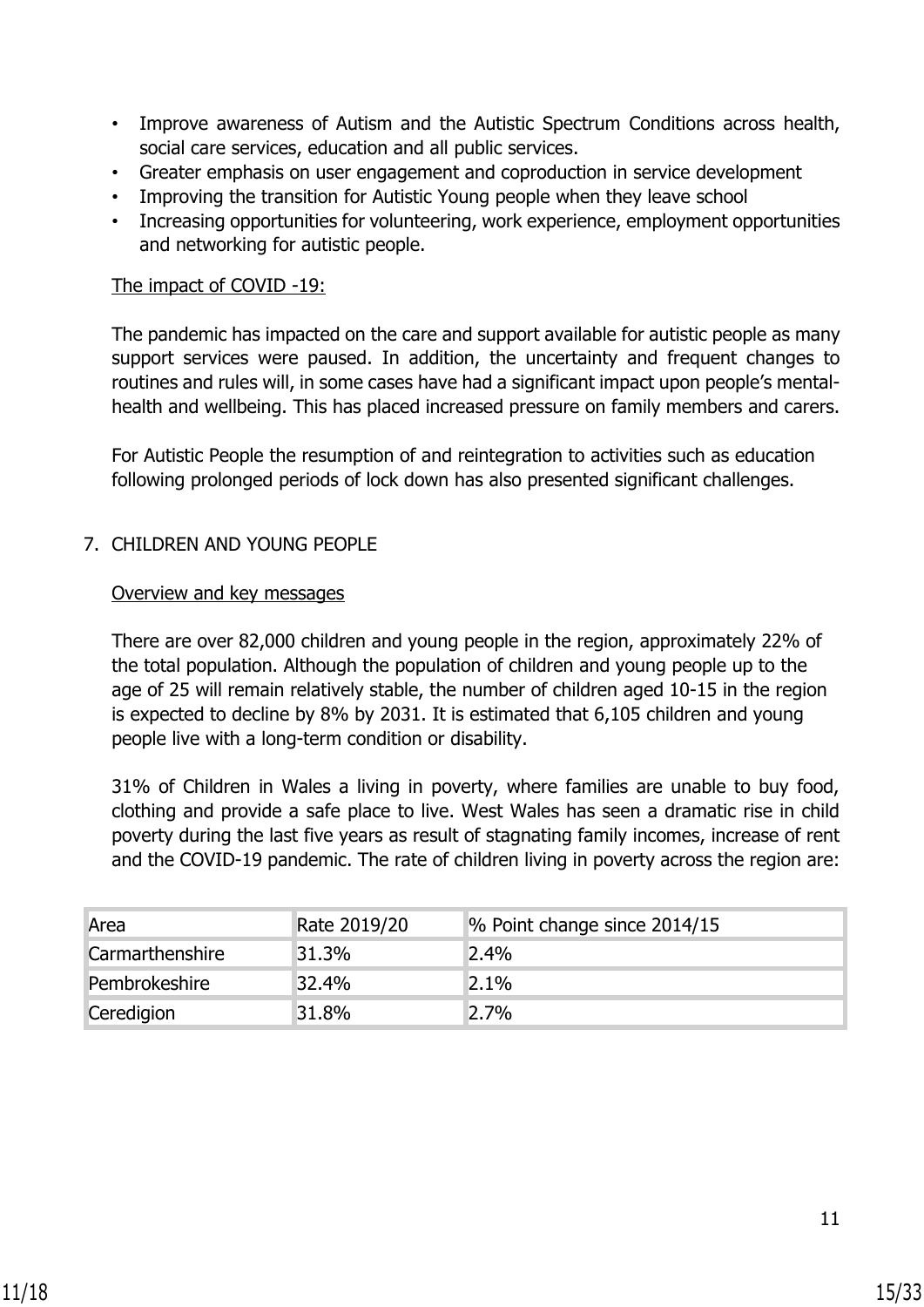- Improve awareness of Autism and the Autistic Spectrum Conditions across health, social care services, education and all public services.
- Greater emphasis on user engagement and coproduction in service development
- Improving the transition for Autistic Young people when they leave school
- Increasing opportunities for volunteering, work experience, employment opportunities and networking for autistic people.

The impact of COVID -19:

The pandemic has impacted on the care and support available for autistic people as many support services were paused. In addition, the uncertainty and frequent changes to routines and rules will, in some cases have had a significant impact upon people's mental-health and wellbeing. This has placed increased pressure on family members and carers.

For Autistic People the resumption of and reintegration to activities such as education following prolonged periods of lock down has also presented significant challenges.

## 7. CHILDREN AND YOUNG PEOPLE

Overview and key messages

There are over 82,000 children and young people in the region, approximately 22% of the total population. Although the population of children and young people up to the age of 25 will remain relatively stable, the number of children aged 10-15 in the region is expected to decline by 8% by 2031. It is estimated that 6,105 children and young people live with a long-term condition or disability.

31% of Children in Wales a living in poverty, where families are unable to buy food, clothing and provide a safe place to live. West Wales has seen a dramatic rise in child poverty during the last five years as result of stagnating family incomes, increase of rent and the COVID-19 pandemic. The rate of children living in poverty across the region are:

| Area | Rate 2019/20 | % Point change since 2014/15 |
| --- | --- | --- |
| Carmarthenshire | 31.3% | 2.4% |
| Pembrokeshire | 32.4% | 2.1% |
| Ceredigion | 31.8% | 2.7% |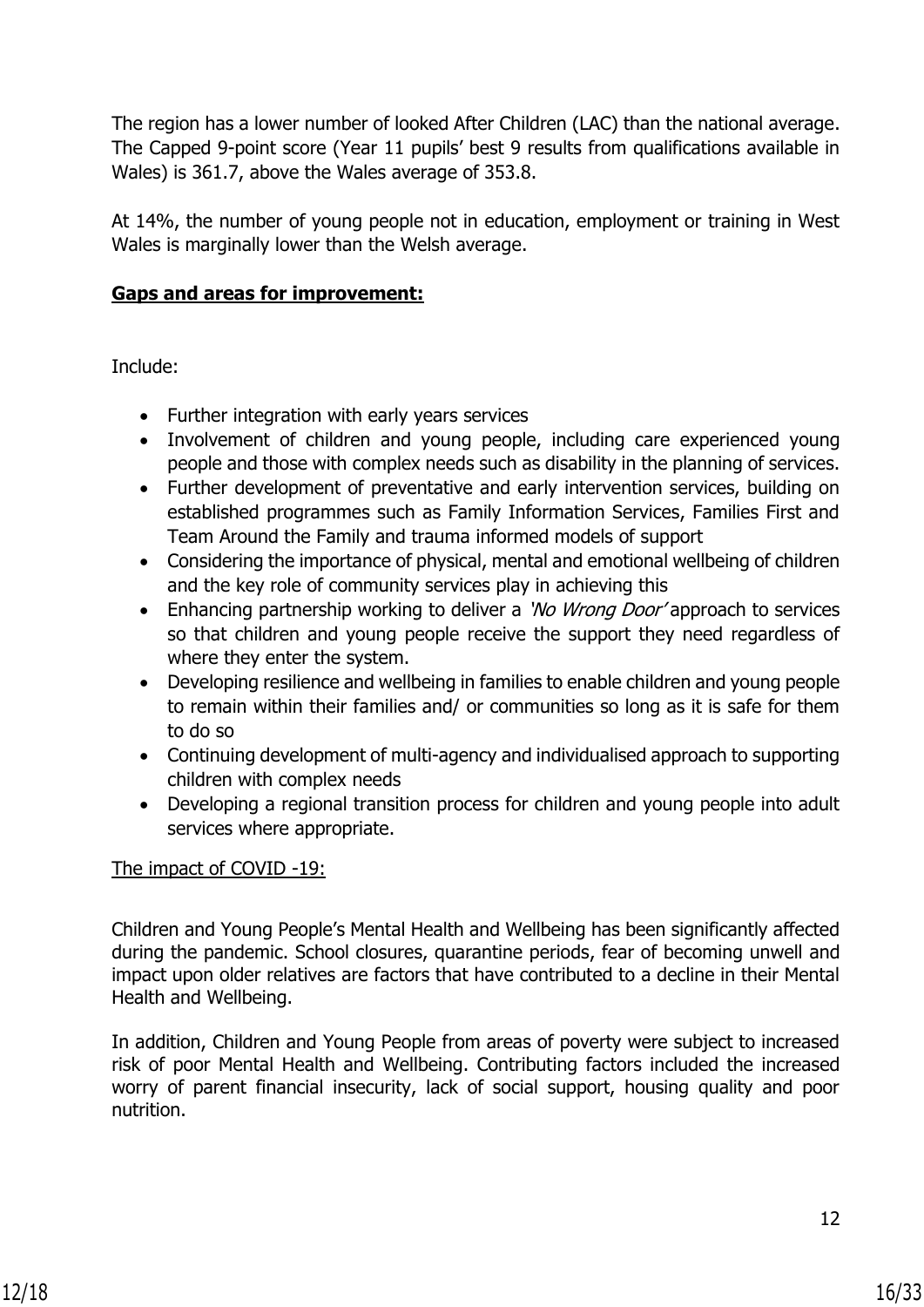The region has a lower number of looked After Children (LAC) than the national average. The Capped 9-point score (Year 11 pupils' best 9 results from qualifications available in Wales) is 361.7, above the Wales average of 353.8.

At 14%, the number of young people not in education, employment or training in West Wales is marginally lower than the Welsh average.

**Gaps and areas for improvement:**

Include:

- Further integration with early years services
- Involvement of children and young people, including care experienced young people and those with complex needs such as disability in the planning of services.
- Further development of preventative and early intervention services, building on established programmes such as Family Information Services, Families First and Team Around the Family and trauma informed models of support
- Considering the importance of physical, mental and emotional wellbeing of children and the key role of community services play in achieving this
- Enhancing partnership working to deliver a *'No Wrong Door'* approach to services so that children and young people receive the support they need regardless of where they enter the system.
- Developing resilience and wellbeing in families to enable children and young people to remain within their families and/ or communities so long as it is safe for them to do so
- Continuing development of multi-agency and individualised approach to supporting children with complex needs
- Developing a regional transition process for children and young people into adult services where appropriate.

The impact of COVID -19:

Children and Young People's Mental Health and Wellbeing has been significantly affected during the pandemic. School closures, quarantine periods, fear of becoming unwell and impact upon older relatives are factors that have contributed to a decline in their Mental Health and Wellbeing.

In addition, Children and Young People from areas of poverty were subject to increased risk of poor Mental Health and Wellbeing. Contributing factors included the increased worry of parent financial insecurity, lack of social support, housing quality and poor nutrition.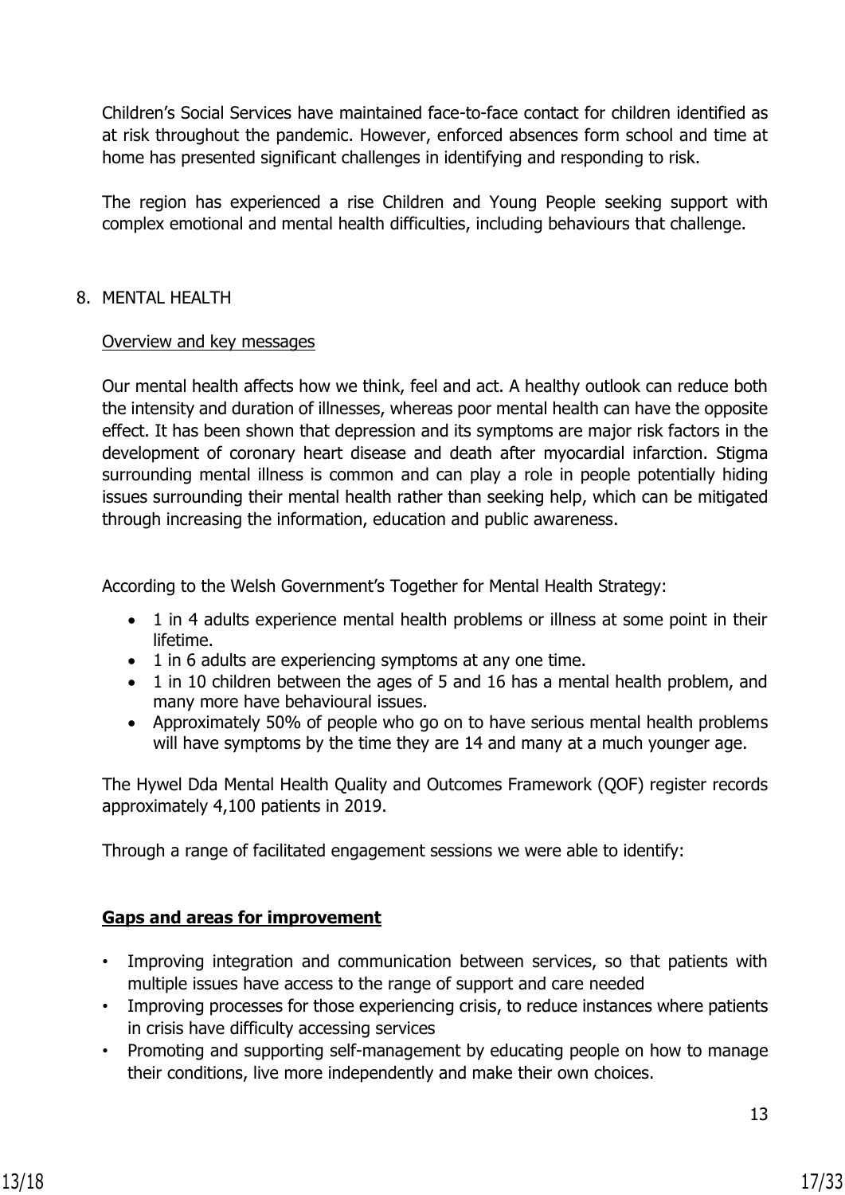Children's Social Services have maintained face-to-face contact for children identified as at risk throughout the pandemic. However, enforced absences form school and time at home has presented significant challenges in identifying and responding to risk.

The region has experienced a rise Children and Young People seeking support with complex emotional and mental health difficulties, including behaviours that challenge.

## 8. MENTAL HEALTH

Overview and key messages

Our mental health affects how we think, feel and act. A healthy outlook can reduce both the intensity and duration of illnesses, whereas poor mental health can have the opposite effect. It has been shown that depression and its symptoms are major risk factors in the development of coronary heart disease and death after myocardial infarction. Stigma surrounding mental illness is common and can play a role in people potentially hiding issues surrounding their mental health rather than seeking help, which can be mitigated through increasing the information, education and public awareness.

According to the Welsh Government's Together for Mental Health Strategy:

- 1 in 4 adults experience mental health problems or illness at some point in their lifetime.
- 1 in 6 adults are experiencing symptoms at any one time.
- 1 in 10 children between the ages of 5 and 16 has a mental health problem, and many more have behavioural issues.
- Approximately 50% of people who go on to have serious mental health problems will have symptoms by the time they are 14 and many at a much younger age.

The Hywel Dda Mental Health Quality and Outcomes Framework (QOF) register records approximately 4,100 patients in 2019.

Through a range of facilitated engagement sessions we were able to identify:

**Gaps and areas for improvement**

- Improving integration and communication between services, so that patients with multiple issues have access to the range of support and care needed
- Improving processes for those experiencing crisis, to reduce instances where patients in crisis have difficulty accessing services
- Promoting and supporting self-management by educating people on how to manage their conditions, live more independently and make their own choices.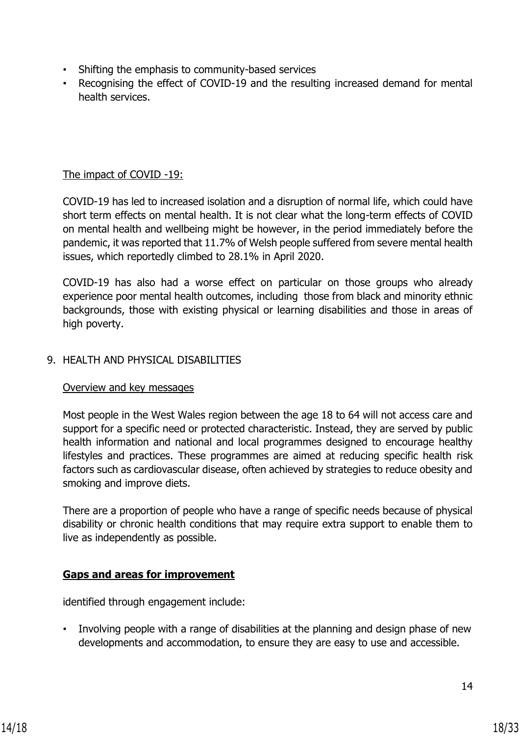- Shifting the emphasis to community-based services
- Recognising the effect of COVID-19 and the resulting increased demand for mental health services.

The impact of COVID -19:

COVID-19 has led to increased isolation and a disruption of normal life, which could have short term effects on mental health. It is not clear what the long-term effects of COVID on mental health and wellbeing might be however, in the period immediately before the pandemic, it was reported that 11.7% of Welsh people suffered from severe mental health issues, which reportedly climbed to 28.1% in April 2020.

COVID-19 has also had a worse effect on particular on those groups who already experience poor mental health outcomes, including those from black and minority ethnic backgrounds, those with existing physical or learning disabilities and those in areas of high poverty.

## 9. HEALTH AND PHYSICAL DISABILITIES

Overview and key messages

Most people in the West Wales region between the age 18 to 64 will not access care and support for a specific need or protected characteristic. Instead, they are served by public health information and national and local programmes designed to encourage healthy lifestyles and practices. These programmes are aimed at reducing specific health risk factors such as cardiovascular disease, often achieved by strategies to reduce obesity and smoking and improve diets.

There are a proportion of people who have a range of specific needs because of physical disability or chronic health conditions that may require extra support to enable them to live as independently as possible.

**Gaps and areas for improvement**

identified through engagement include:

- Involving people with a range of disabilities at the planning and design phase of new developments and accommodation, to ensure they are easy to use and accessible.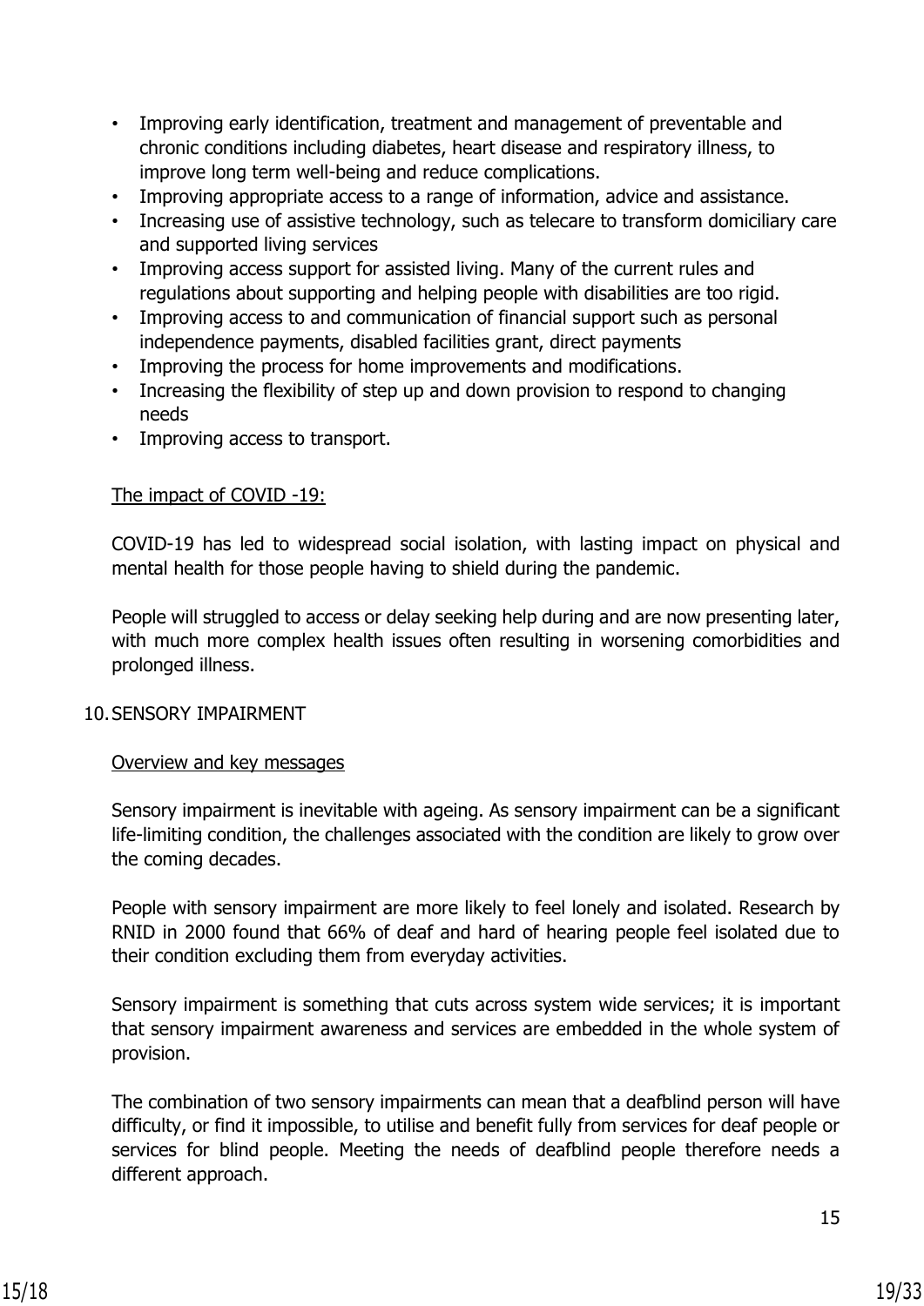- Improving early identification, treatment and management of preventable and chronic conditions including diabetes, heart disease and respiratory illness, to improve long term well-being and reduce complications.
- Improving appropriate access to a range of information, advice and assistance.
- Increasing use of assistive technology, such as telecare to transform domiciliary care and supported living services
- Improving access support for assisted living. Many of the current rules and regulations about supporting and helping people with disabilities are too rigid.
- Improving access to and communication of financial support such as personal independence payments, disabled facilities grant, direct payments
- Improving the process for home improvements and modifications.
- Increasing the flexibility of step up and down provision to respond to changing needs
- Improving access to transport.

The impact of COVID -19:

COVID-19 has led to widespread social isolation, with lasting impact on physical and mental health for those people having to shield during the pandemic.

People will struggled to access or delay seeking help during and are now presenting later, with much more complex health issues often resulting in worsening comorbidities and prolonged illness.

## 10. SENSORY IMPAIRMENT

Overview and key messages

Sensory impairment is inevitable with ageing. As sensory impairment can be a significant life-limiting condition, the challenges associated with the condition are likely to grow over the coming decades.

People with sensory impairment are more likely to feel lonely and isolated. Research by RNID in 2000 found that 66% of deaf and hard of hearing people feel isolated due to their condition excluding them from everyday activities.

Sensory impairment is something that cuts across system wide services; it is important that sensory impairment awareness and services are embedded in the whole system of provision.

The combination of two sensory impairments can mean that a deafblind person will have difficulty, or find it impossible, to utilise and benefit fully from services for deaf people or services for blind people. Meeting the needs of deafblind people therefore needs a different approach.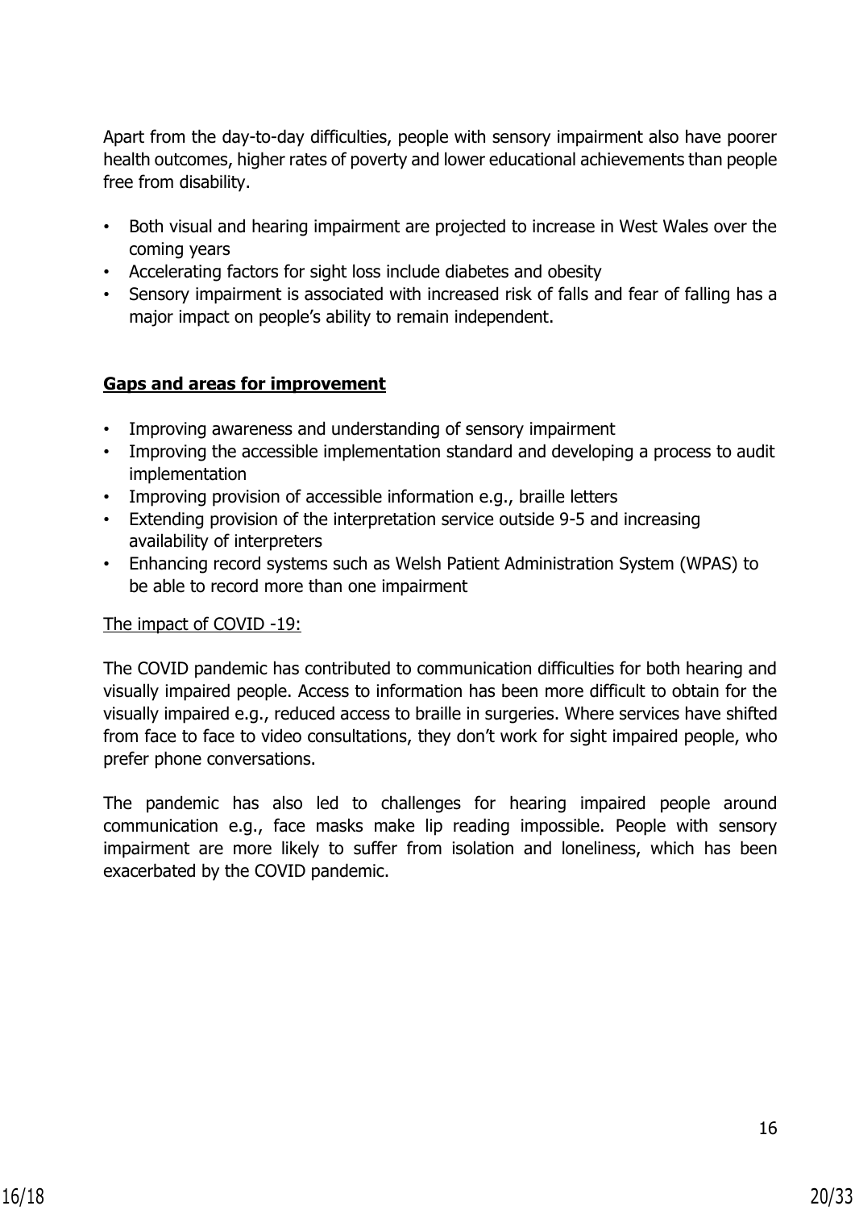Apart from the day-to-day difficulties, people with sensory impairment also have poorer health outcomes, higher rates of poverty and lower educational achievements than people free from disability.

- Both visual and hearing impairment are projected to increase in West Wales over the coming years
- Accelerating factors for sight loss include diabetes and obesity
- Sensory impairment is associated with increased risk of falls and fear of falling has a major impact on people's ability to remain independent.

**Gaps and areas for improvement**

- Improving awareness and understanding of sensory impairment
- Improving the accessible implementation standard and developing a process to audit implementation
- Improving provision of accessible information e.g., braille letters
- Extending provision of the interpretation service outside 9-5 and increasing availability of interpreters
- Enhancing record systems such as Welsh Patient Administration System (WPAS) to be able to record more than one impairment

The impact of COVID -19:

The COVID pandemic has contributed to communication difficulties for both hearing and visually impaired people. Access to information has been more difficult to obtain for the visually impaired e.g., reduced access to braille in surgeries. Where services have shifted from face to face to video consultations, they don't work for sight impaired people, who prefer phone conversations.

The pandemic has also led to challenges for hearing impaired people around communication e.g., face masks make lip reading impossible. People with sensory impairment are more likely to suffer from isolation and loneliness, which has been exacerbated by the COVID pandemic.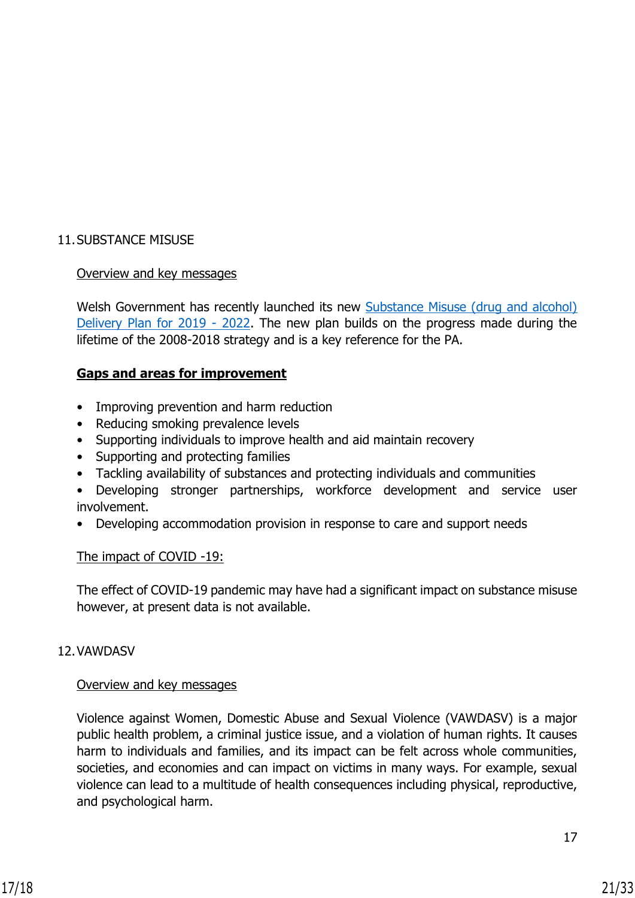## 11. SUBSTANCE MISUSE

Overview and key messages

Welsh Government has recently launched its new [Substance Misuse (drug and alcohol) Delivery Plan for 2019 - 2022](). The new plan builds on the progress made during the lifetime of the 2008-2018 strategy and is a key reference for the PA.

**Gaps and areas for improvement**

- Improving prevention and harm reduction
- Reducing smoking prevalence levels
- Supporting individuals to improve health and aid maintain recovery
- Supporting and protecting families
- Tackling availability of substances and protecting individuals and communities
- Developing stronger partnerships, workforce development and service user involvement.
- Developing accommodation provision in response to care and support needs

The impact of COVID -19:

The effect of COVID-19 pandemic may have had a significant impact on substance misuse however, at present data is not available.

## 12. VAWDASV

Overview and key messages

Violence against Women, Domestic Abuse and Sexual Violence (VAWDASV) is a major public health problem, a criminal justice issue, and a violation of human rights. It causes harm to individuals and families, and its impact can be felt across whole communities, societies, and economies and can impact on victims in many ways. For example, sexual violence can lead to a multitude of health consequences including physical, reproductive, and psychological harm.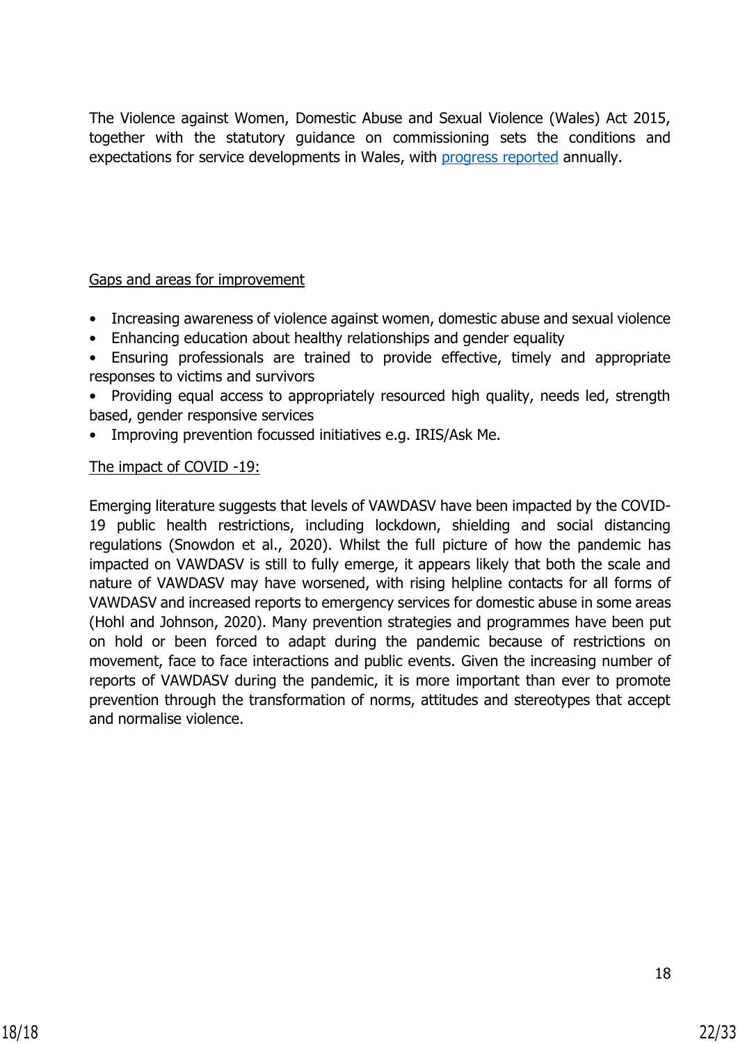The Violence against Women, Domestic Abuse and Sexual Violence (Wales) Act 2015, together with the statutory guidance on commissioning sets the conditions and expectations for service developments in Wales, with progress reported annually.

Gaps and areas for improvement

- Increasing awareness of violence against women, domestic abuse and sexual violence
- Enhancing education about healthy relationships and gender equality
- Ensuring professionals are trained to provide effective, timely and appropriate responses to victims and survivors
- Providing equal access to appropriately resourced high quality, needs led, strength based, gender responsive services
- Improving prevention focussed initiatives e.g. IRIS/Ask Me.

The impact of COVID -19:

Emerging literature suggests that levels of VAWDASV have been impacted by the COVID-19 public health restrictions, including lockdown, shielding and social distancing regulations (Snowdon et al., 2020). Whilst the full picture of how the pandemic has impacted on VAWDASV is still to fully emerge, it appears likely that both the scale and nature of VAWDASV may have worsened, with rising helpline contacts for all forms of VAWDASV and increased reports to emergency services for domestic abuse in some areas (Hohl and Johnson, 2020). Many prevention strategies and programmes have been put on hold or been forced to adapt during the pandemic because of restrictions on movement, face to face interactions and public events. Given the increasing number of reports of VAWDASV during the pandemic, it is more important than ever to promote prevention through the transformation of norms, attitudes and stereotypes that accept and normalise violence.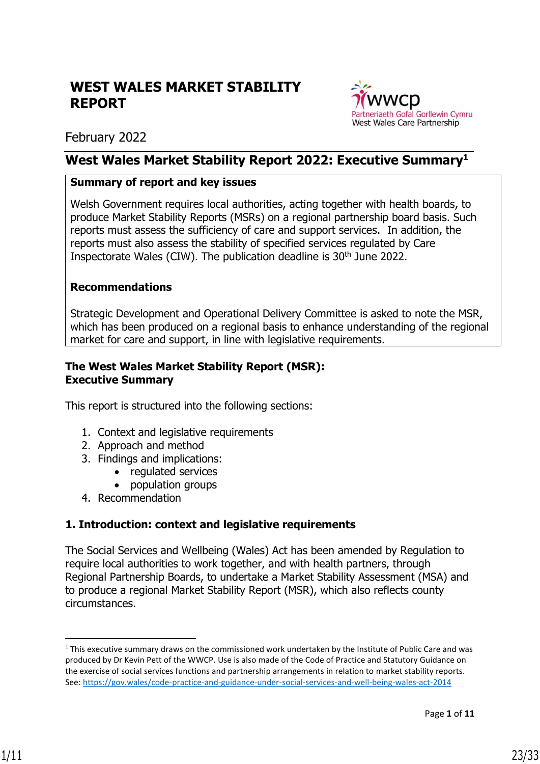# WEST WALES MARKET STABILITY REPORT

wwcp
Partneriaeth Gofal Gorllewin Cymru
West Wales Care Partnership

February 2022

## West Wales Market Stability Report 2022: Executive Summary[1]

**Summary of report and key issues**

Welsh Government requires local authorities, acting together with health boards, to produce Market Stability Reports (MSRs) on a regional partnership board basis. Such reports must assess the sufficiency of care and support services. In addition, the reports must also assess the stability of specified services regulated by Care Inspectorate Wales (CIW). The publication deadline is 30th June 2022.

**Recommendations**

Strategic Development and Operational Delivery Committee is asked to note the MSR, which has been produced on a regional basis to enhance understanding of the regional market for care and support, in line with legislative requirements.

**The West Wales Market Stability Report (MSR): Executive Summary**

This report is structured into the following sections:

1. Context and legislative requirements
2. Approach and method
3. Findings and implications:
   - regulated services
   - population groups
4. Recommendation

### 1. Introduction: context and legislative requirements

The Social Services and Wellbeing (Wales) Act has been amended by Regulation to require local authorities to work together, and with health partners, through Regional Partnership Boards, to undertake a Market Stability Assessment (MSA) and to produce a regional Market Stability Report (MSR), which also reflects county circumstances.

[1] This executive summary draws on the commissioned work undertaken by the Institute of Public Care and was produced by Dr Kevin Pett of the WWCP. Use is also made of the Code of Practice and Statutory Guidance on the exercise of social services functions and partnership arrangements in relation to market stability reports. See: https://gov.wales/code-practice-and-guidance-under-social-services-and-well-being-wales-act-2014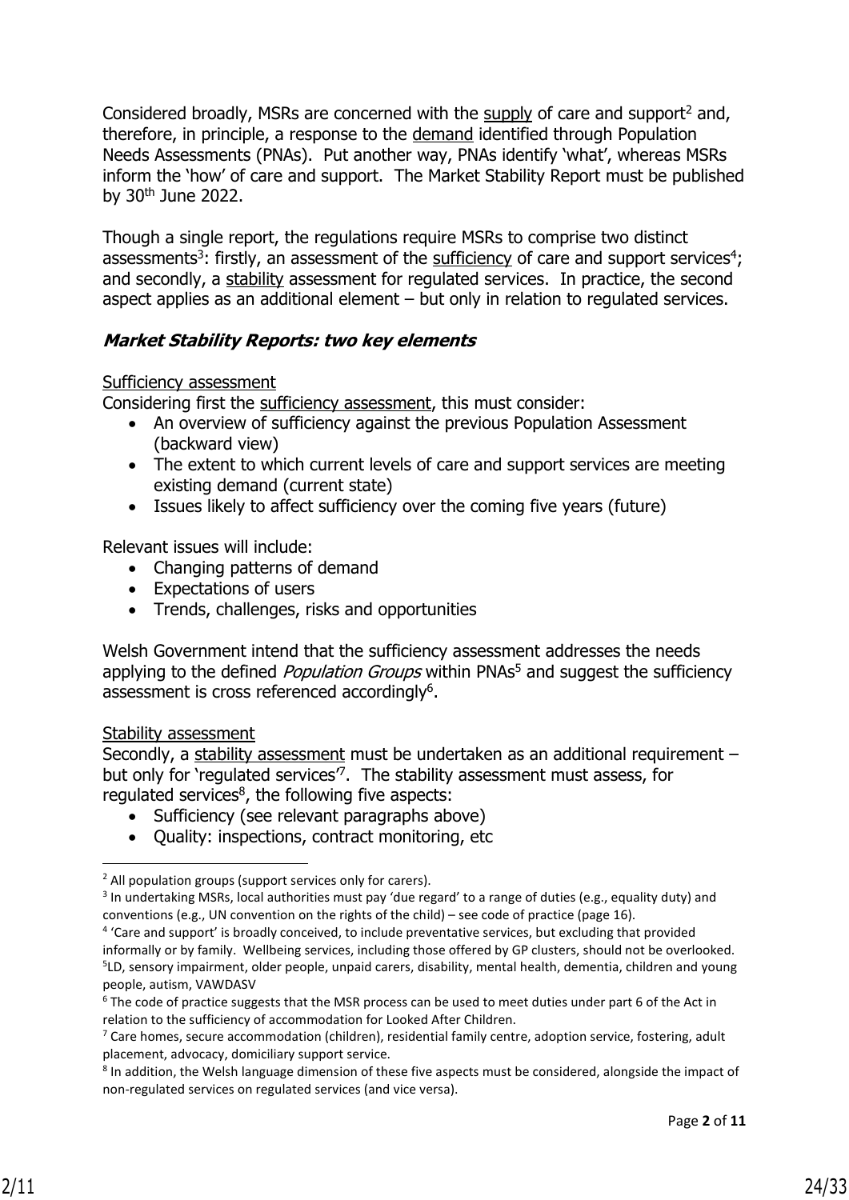Considered broadly, MSRs are concerned with the supply of care and support[2] and, therefore, in principle, a response to the demand identified through Population Needs Assessments (PNAs). Put another way, PNAs identify 'what', whereas MSRs inform the 'how' of care and support. The Market Stability Report must be published by 30th June 2022.

Though a single report, the regulations require MSRs to comprise two distinct assessments[3]: firstly, an assessment of the sufficiency of care and support services[4]; and secondly, a stability assessment for regulated services. In practice, the second aspect applies as an additional element – but only in relation to regulated services.

### *Market Stability Reports: two key elements*

Sufficiency assessment

Considering first the sufficiency assessment, this must consider:

- An overview of sufficiency against the previous Population Assessment (backward view)
- The extent to which current levels of care and support services are meeting existing demand (current state)
- Issues likely to affect sufficiency over the coming five years (future)

Relevant issues will include:

- Changing patterns of demand
- Expectations of users
- Trends, challenges, risks and opportunities

Welsh Government intend that the sufficiency assessment addresses the needs applying to the defined *Population Groups* within PNAs[5] and suggest the sufficiency assessment is cross referenced accordingly[6].

Stability assessment

Secondly, a stability assessment must be undertaken as an additional requirement – but only for 'regulated services'[7]. The stability assessment must assess, for regulated services[8], the following five aspects:

- Sufficiency (see relevant paragraphs above)
- Quality: inspections, contract monitoring, etc

---

[2] All population groups (support services only for carers).

[3] In undertaking MSRs, local authorities must pay 'due regard' to a range of duties (e.g., equality duty) and conventions (e.g., UN convention on the rights of the child) – see code of practice (page 16).

[4] 'Care and support' is broadly conceived, to include preventative services, but excluding that provided informally or by family. Wellbeing services, including those offered by GP clusters, should not be overlooked.

[5] LD, sensory impairment, older people, unpaid carers, disability, mental health, dementia, children and young people, autism, VAWDASV

[6] The code of practice suggests that the MSR process can be used to meet duties under part 6 of the Act in relation to the sufficiency of accommodation for Looked After Children.

[7] Care homes, secure accommodation (children), residential family centre, adoption service, fostering, adult placement, advocacy, domiciliary support service.

[8] In addition, the Welsh language dimension of these five aspects must be considered, alongside the impact of non-regulated services on regulated services (and vice versa).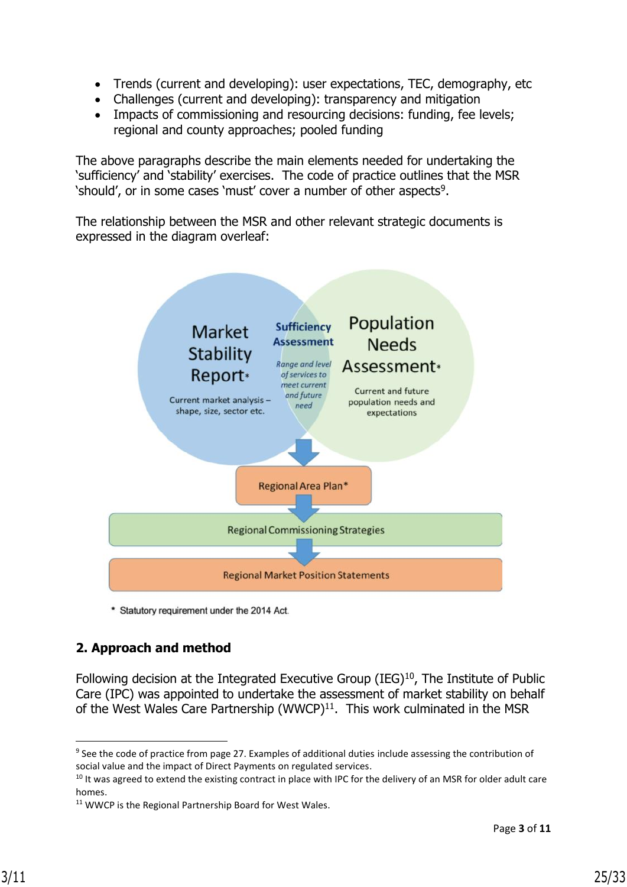- Trends (current and developing): user expectations, TEC, demography, etc
- Challenges (current and developing): transparency and mitigation
- Impacts of commissioning and resourcing decisions: funding, fee levels; regional and county approaches; pooled funding

The above paragraphs describe the main elements needed for undertaking the 'sufficiency' and 'stability' exercises. The code of practice outlines that the MSR 'should', or in some cases 'must' cover a number of other aspects[9].

The relationship between the MSR and other relevant strategic documents is expressed in the diagram overleaf:

Market Stability Report*

Current market analysis – shape, size, sector etc.

Sufficiency Assessment

*Range and level of services to meet current and future need*

Population Needs Assessment*

Current and future population needs and expectations

Regional Area Plan*

Regional Commissioning Strategies

Regional Market Position Statements

\* Statutory requirement under the 2014 Act.

## 2. Approach and method

Following decision at the Integrated Executive Group (IEG)[10], The Institute of Public Care (IPC) was appointed to undertake the assessment of market stability on behalf of the West Wales Care Partnership (WWCP)[11]. This work culminated in the MSR

---

[9] See the code of practice from page 27. Examples of additional duties include assessing the contribution of social value and the impact of Direct Payments on regulated services.

[10] It was agreed to extend the existing contract in place with IPC for the delivery of an MSR for older adult care homes.

[11] WWCP is the Regional Partnership Board for West Wales.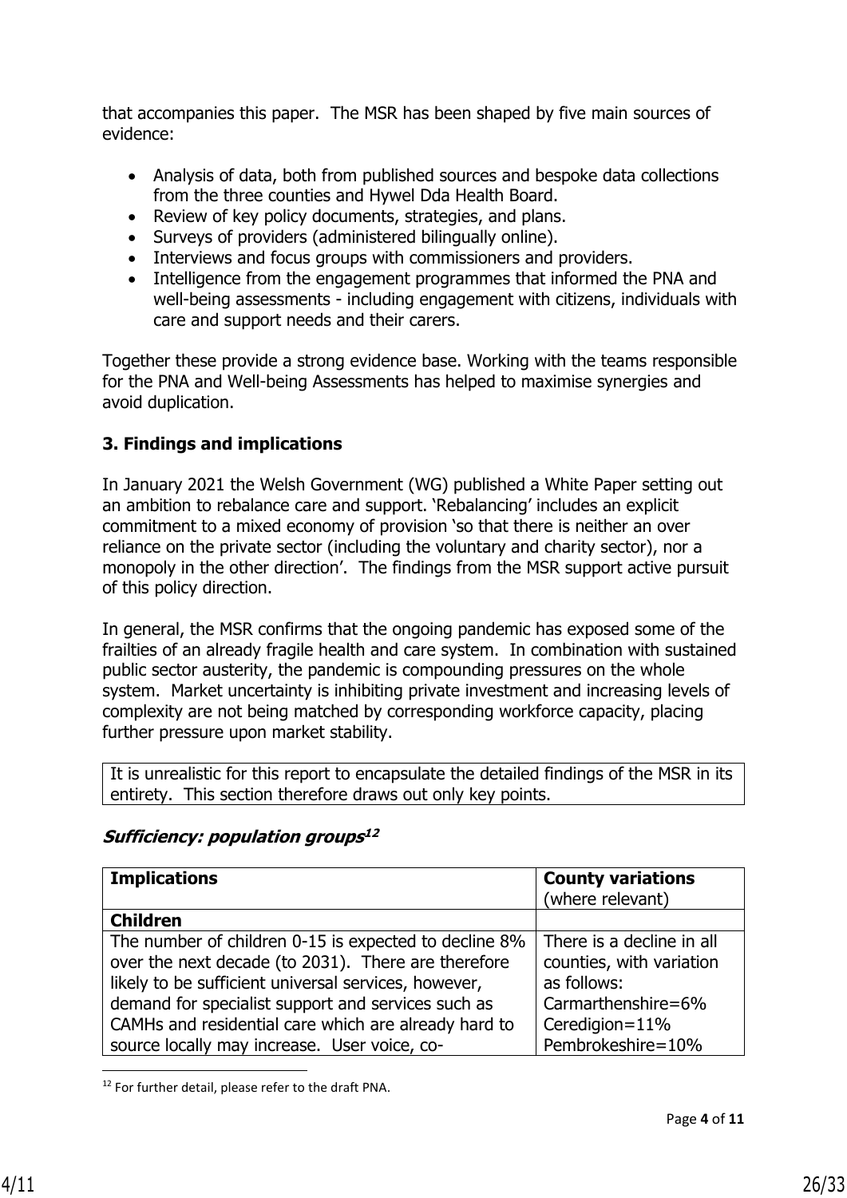that accompanies this paper. The MSR has been shaped by five main sources of evidence:

- Analysis of data, both from published sources and bespoke data collections from the three counties and Hywel Dda Health Board.
- Review of key policy documents, strategies, and plans.
- Surveys of providers (administered bilingually online).
- Interviews and focus groups with commissioners and providers.
- Intelligence from the engagement programmes that informed the PNA and well-being assessments - including engagement with citizens, individuals with care and support needs and their carers.

Together these provide a strong evidence base. Working with the teams responsible for the PNA and Well-being Assessments has helped to maximise synergies and avoid duplication.

### 3. Findings and implications

In January 2021 the Welsh Government (WG) published a White Paper setting out an ambition to rebalance care and support. 'Rebalancing' includes an explicit commitment to a mixed economy of provision 'so that there is neither an over reliance on the private sector (including the voluntary and charity sector), nor a monopoly in the other direction'. The findings from the MSR support active pursuit of this policy direction.

In general, the MSR confirms that the ongoing pandemic has exposed some of the frailties of an already fragile health and care system. In combination with sustained public sector austerity, the pandemic is compounding pressures on the whole system. Market uncertainty is inhibiting private investment and increasing levels of complexity are not being matched by corresponding workforce capacity, placing further pressure upon market stability.

It is unrealistic for this report to encapsulate the detailed findings of the MSR in its entirety. This section therefore draws out only key points.

#### ***Sufficiency: population groups***[12]

| **Implications** | **County variations** (where relevant) |
|---|---|
| **Children** | |
| The number of children 0-15 is expected to decline 8% over the next decade (to 2031). There are therefore likely to be sufficient universal services, however, demand for specialist support and services such as CAMHs and residential care which are already hard to source locally may increase. User voice, co- | There is a decline in all counties, with variation as follows:<br>Carmarthenshire=6%<br>Ceredigion=11%<br>Pembrokeshire=10% |

[12] For further detail, please refer to the draft PNA.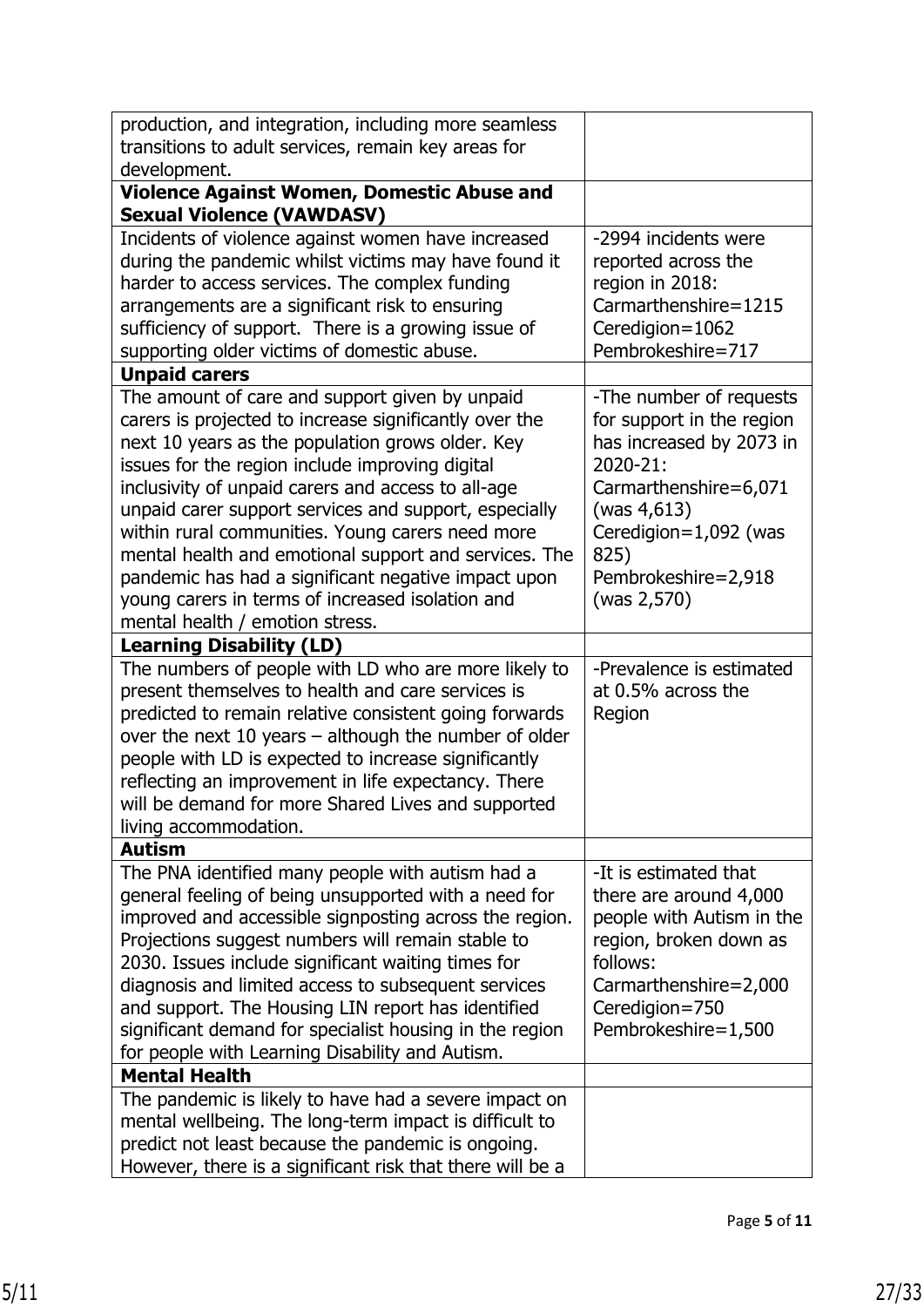| | |
|---|---|
| production, and integration, including more seamless transitions to adult services, remain key areas for development. | |
| **Violence Against Women, Domestic Abuse and Sexual Violence (VAWDASV)** | |
| Incidents of violence against women have increased during the pandemic whilst victims may have found it harder to access services. The complex funding arrangements are a significant risk to ensuring sufficiency of support. There is a growing issue of supporting older victims of domestic abuse. | -2994 incidents were reported across the region in 2018: Carmarthenshire=1215 Ceredigion=1062 Pembrokeshire=717 |
| **Unpaid carers** | |
| The amount of care and support given by unpaid carers is projected to increase significantly over the next 10 years as the population grows older. Key issues for the region include improving digital inclusivity of unpaid carers and access to all-age unpaid carer support services and support, especially within rural communities. Young carers need more mental health and emotional support and services. The pandemic has had a significant negative impact upon young carers in terms of increased isolation and mental health / emotion stress. | -The number of requests for support in the region has increased by 2073 in 2020-21: Carmarthenshire=6,071 (was 4,613) Ceredigion=1,092 (was 825) Pembrokeshire=2,918 (was 2,570) |
| **Learning Disability (LD)** | |
| The numbers of people with LD who are more likely to present themselves to health and care services is predicted to remain relative consistent going forwards over the next 10 years – although the number of older people with LD is expected to increase significantly reflecting an improvement in life expectancy. There will be demand for more Shared Lives and supported living accommodation. | -Prevalence is estimated at 0.5% across the Region |
| **Autism** | |
| The PNA identified many people with autism had a general feeling of being unsupported with a need for improved and accessible signposting across the region. Projections suggest numbers will remain stable to 2030. Issues include significant waiting times for diagnosis and limited access to subsequent services and support. The Housing LIN report has identified significant demand for specialist housing in the region for people with Learning Disability and Autism. | -It is estimated that there are around 4,000 people with Autism in the region, broken down as follows: Carmarthenshire=2,000 Ceredigion=750 Pembrokeshire=1,500 |
| **Mental Health** | |
| The pandemic is likely to have had a severe impact on mental wellbeing. The long-term impact is difficult to predict not least because the pandemic is ongoing. However, there is a significant risk that there will be a | |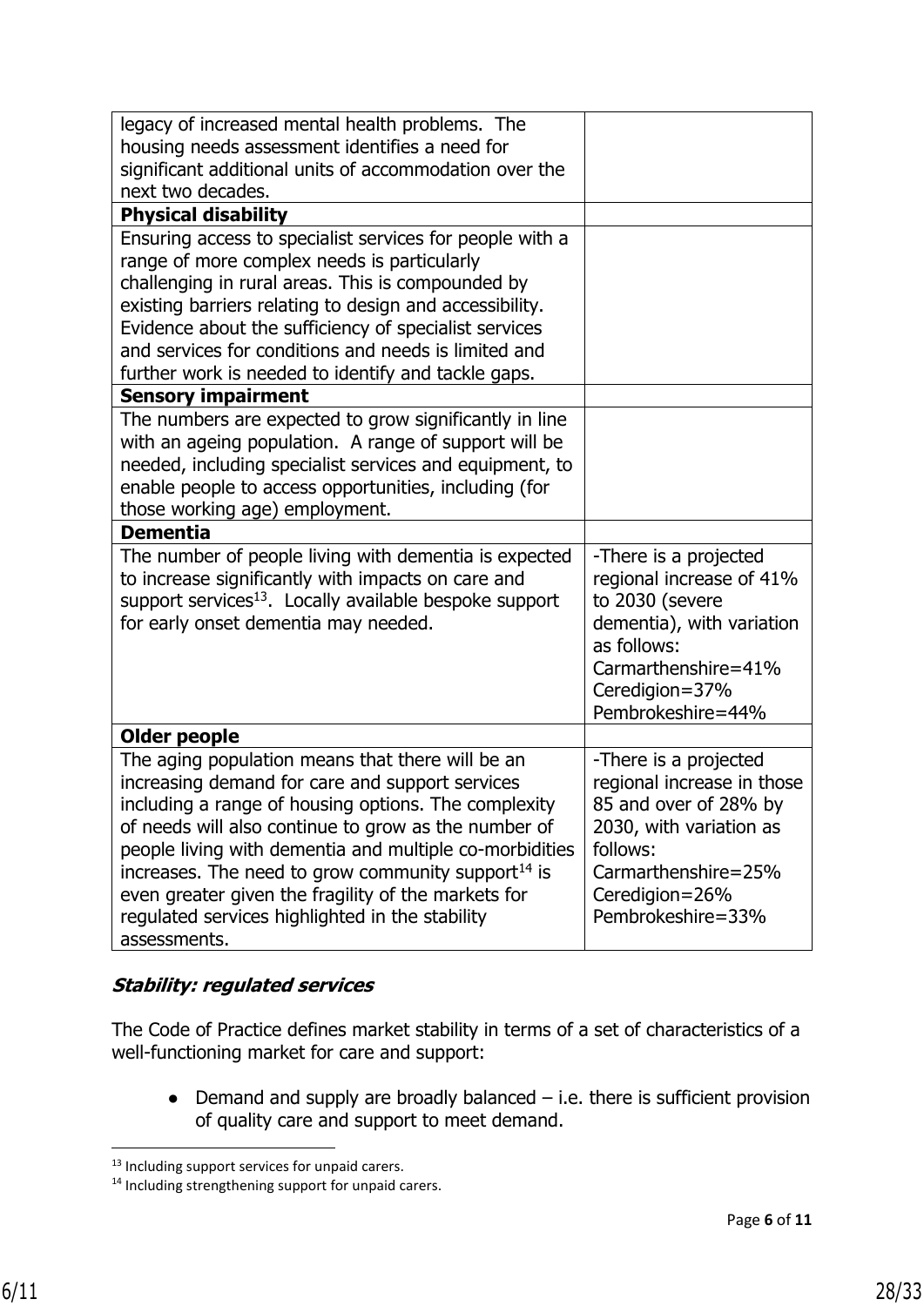| | |
|---|---|
| legacy of increased mental health problems. The housing needs assessment identifies a need for significant additional units of accommodation over the next two decades. | |
| **Physical disability** | |
| Ensuring access to specialist services for people with a range of more complex needs is particularly challenging in rural areas. This is compounded by existing barriers relating to design and accessibility. Evidence about the sufficiency of specialist services and services for conditions and needs is limited and further work is needed to identify and tackle gaps. | |
| **Sensory impairment** | |
| The numbers are expected to grow significantly in line with an ageing population. A range of support will be needed, including specialist services and equipment, to enable people to access opportunities, including (for those working age) employment. | |
| **Dementia** | |
| The number of people living with dementia is expected to increase significantly with impacts on care and support services[13]. Locally available bespoke support for early onset dementia may needed. | -There is a projected regional increase of 41% to 2030 (severe dementia), with variation as follows:<br>Carmarthenshire=41%<br>Ceredigion=37%<br>Pembrokeshire=44% |
| **Older people** | |
| The aging population means that there will be an increasing demand for care and support services including a range of housing options. The complexity of needs will also continue to grow as the number of people living with dementia and multiple co-morbidities increases. The need to grow community support[14] is even greater given the fragility of the markets for regulated services highlighted in the stability assessments. | -There is a projected regional increase in those 85 and over of 28% by 2030, with variation as follows:<br>Carmarthenshire=25%<br>Ceredigion=26%<br>Pembrokeshire=33% |

### ***Stability: regulated services***

The Code of Practice defines market stability in terms of a set of characteristics of a well-functioning market for care and support:

- Demand and supply are broadly balanced – i.e. there is sufficient provision of quality care and support to meet demand.

---

[13] Including support services for unpaid carers.

[14] Including strengthening support for unpaid carers.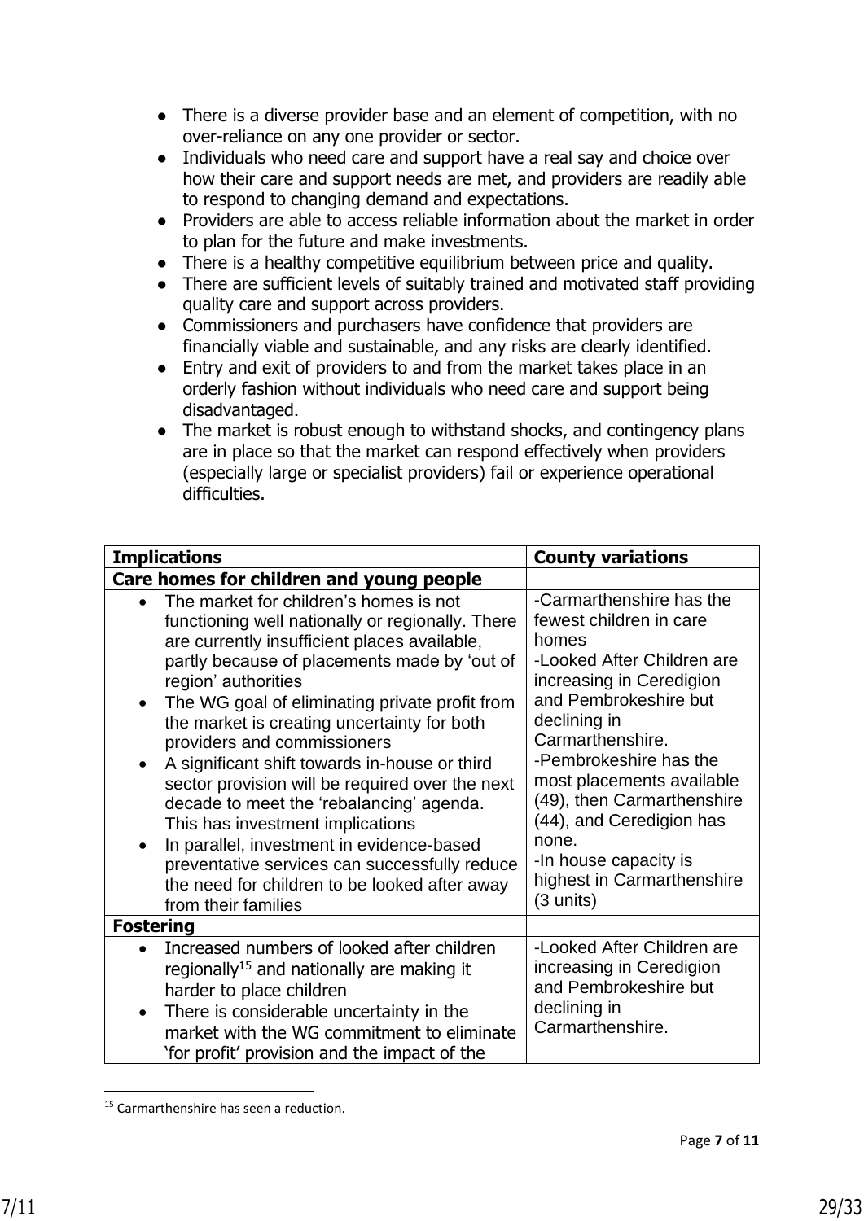- There is a diverse provider base and an element of competition, with no over-reliance on any one provider or sector.
- Individuals who need care and support have a real say and choice over how their care and support needs are met, and providers are readily able to respond to changing demand and expectations.
- Providers are able to access reliable information about the market in order to plan for the future and make investments.
- There is a healthy competitive equilibrium between price and quality.
- There are sufficient levels of suitably trained and motivated staff providing quality care and support across providers.
- Commissioners and purchasers have confidence that providers are financially viable and sustainable, and any risks are clearly identified.
- Entry and exit of providers to and from the market takes place in an orderly fashion without individuals who need care and support being disadvantaged.
- The market is robust enough to withstand shocks, and contingency plans are in place so that the market can respond effectively when providers (especially large or specialist providers) fail or experience operational difficulties.

| **Implications** | **County variations** |
|---|---|
| **Care homes for children and young people** | |
| • The market for children's homes is not functioning well nationally or regionally. There are currently insufficient places available, partly because of placements made by 'out of region' authorities<br>• The WG goal of eliminating private profit from the market is creating uncertainty for both providers and commissioners<br>• A significant shift towards in-house or third sector provision will be required over the next decade to meet the 'rebalancing' agenda. This has investment implications<br>• In parallel, investment in evidence-based preventative services can successfully reduce the need for children to be looked after away from their families | -Carmarthenshire has the fewest children in care homes<br>-Looked After Children are increasing in Ceredigion and Pembrokeshire but declining in Carmarthenshire.<br>-Pembrokeshire has the most placements available (49), then Carmarthenshire (44), and Ceredigion has none.<br>-In house capacity is highest in Carmarthenshire (3 units) |
| **Fostering** | |
| • Increased numbers of looked after children regionally[15] and nationally are making it harder to place children<br>• There is considerable uncertainty in the market with the WG commitment to eliminate 'for profit' provision and the impact of the | -Looked After Children are increasing in Ceredigion and Pembrokeshire but declining in Carmarthenshire. |

[15] Carmarthenshire has seen a reduction.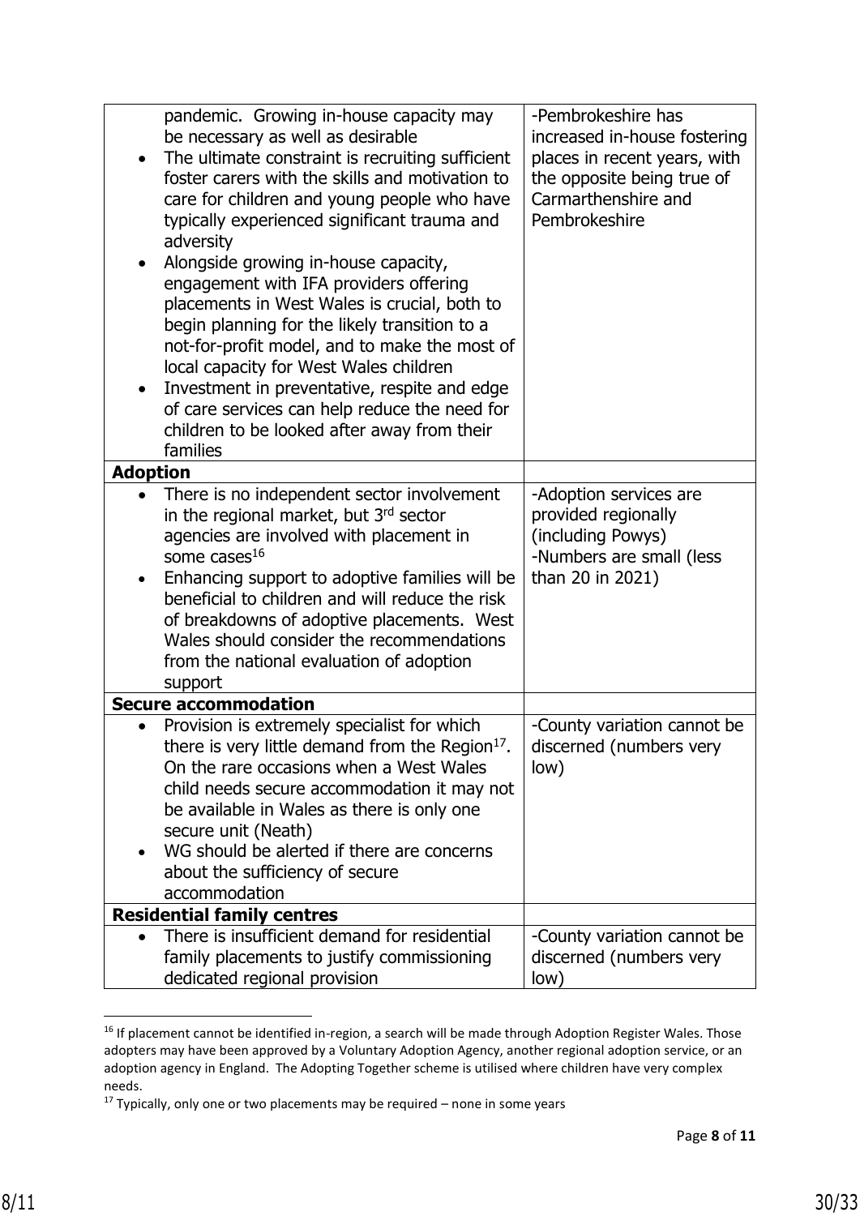| | |
|---|---|
| pandemic. Growing in-house capacity may be necessary as well as desirable<br>• The ultimate constraint is recruiting sufficient foster carers with the skills and motivation to care for children and young people who have typically experienced significant trauma and adversity<br>• Alongside growing in-house capacity, engagement with IFA providers offering placements in West Wales is crucial, both to begin planning for the likely transition to a not-for-profit model, and to make the most of local capacity for West Wales children<br>• Investment in preventative, respite and edge of care services can help reduce the need for children to be looked after away from their families | -Pembrokeshire has increased in-house fostering places in recent years, with the opposite being true of Carmarthenshire and Pembrokeshire |
| **Adoption** | |
| • There is no independent sector involvement in the regional market, but 3rd sector agencies are involved with placement in some cases[16]<br>• Enhancing support to adoptive families will be beneficial to children and will reduce the risk of breakdowns of adoptive placements. West Wales should consider the recommendations from the national evaluation of adoption support | -Adoption services are provided regionally (including Powys)<br>-Numbers are small (less than 20 in 2021) |
| **Secure accommodation** | |
| • Provision is extremely specialist for which there is very little demand from the Region[17]. On the rare occasions when a West Wales child needs secure accommodation it may not be available in Wales as there is only one secure unit (Neath)<br>• WG should be alerted if there are concerns about the sufficiency of secure accommodation | -County variation cannot be discerned (numbers very low) |
| **Residential family centres** | |
| • There is insufficient demand for residential family placements to justify commissioning dedicated regional provision | -County variation cannot be discerned (numbers very low) |

[16] If placement cannot be identified in-region, a search will be made through Adoption Register Wales. Those adopters may have been approved by a Voluntary Adoption Agency, another regional adoption service, or an adoption agency in England. The Adopting Together scheme is utilised where children have very complex needs.

[17] Typically, only one or two placements may be required – none in some years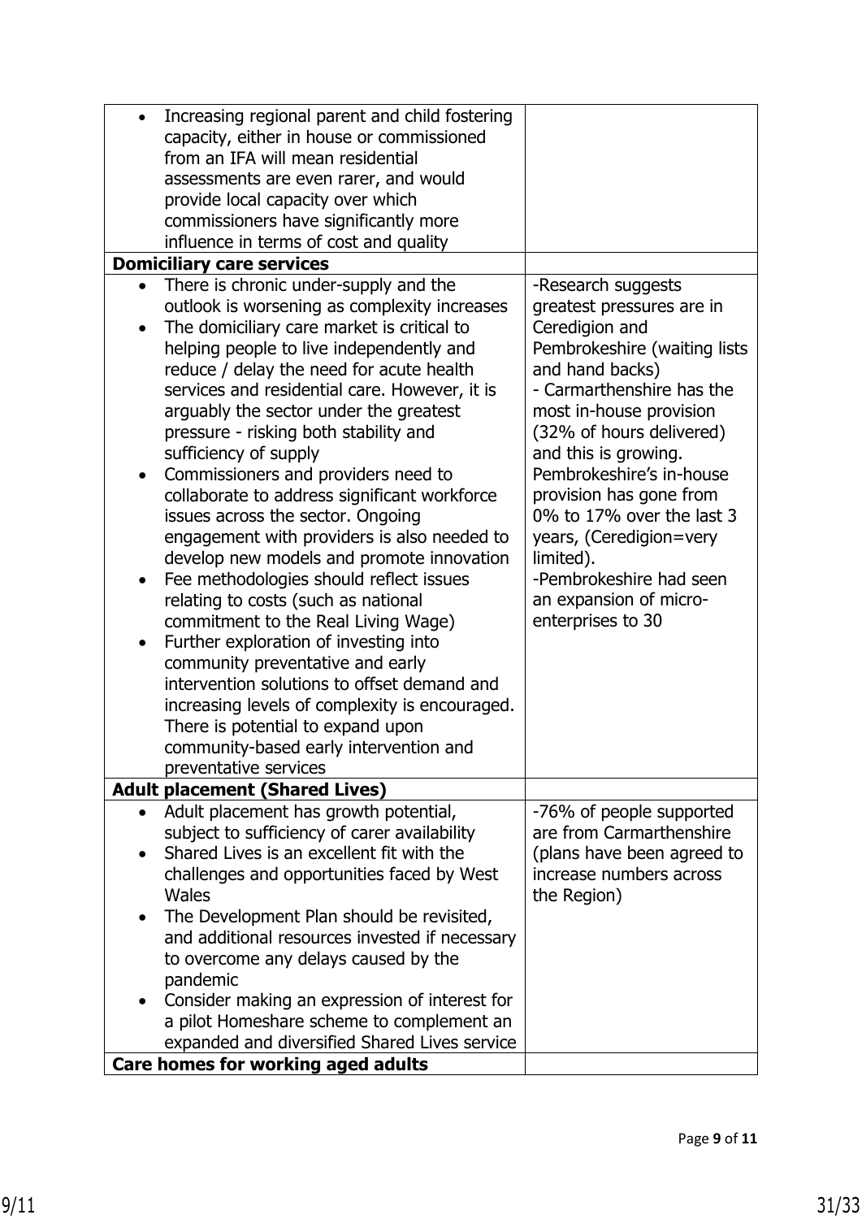| | |
|---|---|
| • Increasing regional parent and child fostering capacity, either in house or commissioned from an IFA will mean residential assessments are even rarer, and would provide local capacity over which commissioners have significantly more influence in terms of cost and quality | |
| **Domiciliary care services** | |
| • There is chronic under-supply and the outlook is worsening as complexity increases<br>• The domiciliary care market is critical to helping people to live independently and reduce / delay the need for acute health services and residential care. However, it is arguably the sector under the greatest pressure - risking both stability and sufficiency of supply<br>• Commissioners and providers need to collaborate to address significant workforce issues across the sector. Ongoing engagement with providers is also needed to develop new models and promote innovation<br>• Fee methodologies should reflect issues relating to costs (such as national commitment to the Real Living Wage)<br>• Further exploration of investing into community preventative and early intervention solutions to offset demand and increasing levels of complexity is encouraged. There is potential to expand upon community-based early intervention and preventative services | -Research suggests greatest pressures are in Ceredigion and Pembrokeshire (waiting lists and hand backs)<br>- Carmarthenshire has the most in-house provision (32% of hours delivered) and this is growing. Pembrokeshire's in-house provision has gone from 0% to 17% over the last 3 years, (Ceredigion=very limited).<br>-Pembrokeshire had seen an expansion of micro-enterprises to 30 |
| **Adult placement (Shared Lives)** | |
| • Adult placement has growth potential, subject to sufficiency of carer availability<br>• Shared Lives is an excellent fit with the challenges and opportunities faced by West Wales<br>• The Development Plan should be revisited, and additional resources invested if necessary to overcome any delays caused by the pandemic<br>• Consider making an expression of interest for a pilot Homeshare scheme to complement an expanded and diversified Shared Lives service | -76% of people supported are from Carmarthenshire (plans have been agreed to increase numbers across the Region) |
| **Care homes for working aged adults** | |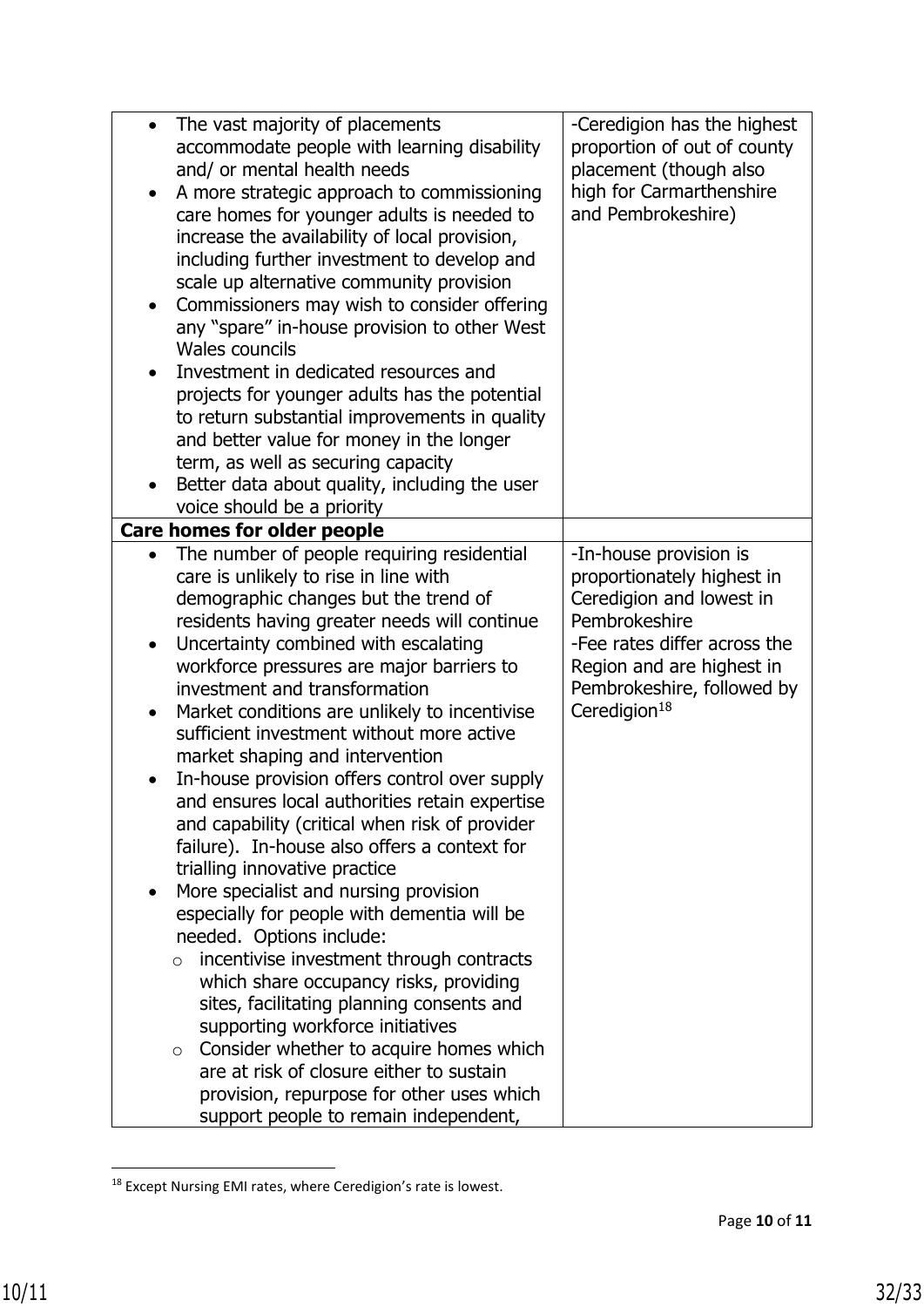| | |
|---|---|
| • The vast majority of placements accommodate people with learning disability and/ or mental health needs<br>• A more strategic approach to commissioning care homes for younger adults is needed to increase the availability of local provision, including further investment to develop and scale up alternative community provision<br>• Commissioners may wish to consider offering any "spare" in-house provision to other West Wales councils<br>• Investment in dedicated resources and projects for younger adults has the potential to return substantial improvements in quality and better value for money in the longer term, as well as securing capacity<br>• Better data about quality, including the user voice should be a priority | -Ceredigion has the highest proportion of out of county placement (though also high for Carmarthenshire and Pembrokeshire) |
| **Care homes for older people** | |
| • The number of people requiring residential care is unlikely to rise in line with demographic changes but the trend of residents having greater needs will continue<br>• Uncertainty combined with escalating workforce pressures are major barriers to investment and transformation<br>• Market conditions are unlikely to incentivise sufficient investment without more active market shaping and intervention<br>• In-house provision offers control over supply and ensures local authorities retain expertise and capability (critical when risk of provider failure). In-house also offers a context for trialling innovative practice<br>• More specialist and nursing provision especially for people with dementia will be needed. Options include:<br>  ○ incentivise investment through contracts which share occupancy risks, providing sites, facilitating planning consents and supporting workforce initiatives<br>  ○ Consider whether to acquire homes which are at risk of closure either to sustain provision, repurpose for other uses which support people to remain independent, | -In-house provision is proportionately highest in Ceredigion and lowest in Pembrokeshire<br>-Fee rates differ across the Region and are highest in Pembrokeshire, followed by Ceredigion[18] |

[18] Except Nursing EMI rates, where Ceredigion's rate is lowest.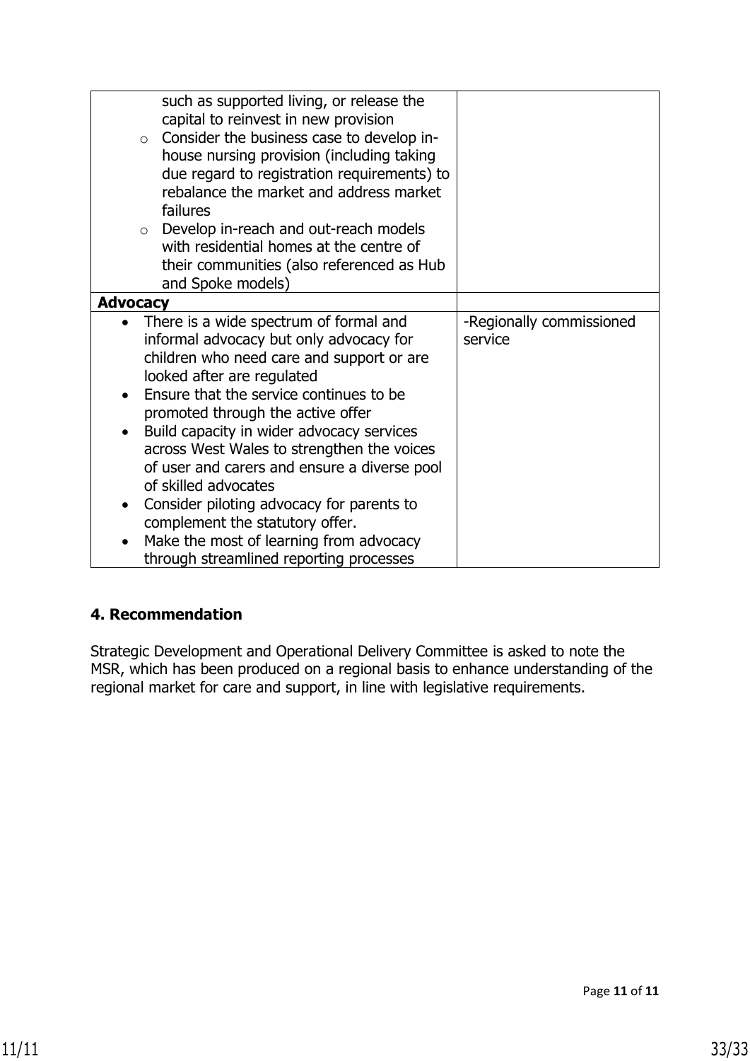| | |
|---|---|
| such as supported living, or release the capital to reinvest in new provision<br>o Consider the business case to develop in-house nursing provision (including taking due regard to registration requirements) to rebalance the market and address market failures<br>o Develop in-reach and out-reach models with residential homes at the centre of their communities (also referenced as Hub and Spoke models) | |
| **Advocacy** | |
| • There is a wide spectrum of formal and informal advocacy but only advocacy for children who need care and support or are looked after are regulated<br>• Ensure that the service continues to be promoted through the active offer<br>• Build capacity in wider advocacy services across West Wales to strengthen the voices of user and carers and ensure a diverse pool of skilled advocates<br>• Consider piloting advocacy for parents to complement the statutory offer.<br>• Make the most of learning from advocacy through streamlined reporting processes | -Regionally commissioned service |

### 4. Recommendation

Strategic Development and Operational Delivery Committee is asked to note the MSR, which has been produced on a regional basis to enhance understanding of the regional market for care and support, in line with legislative requirements.